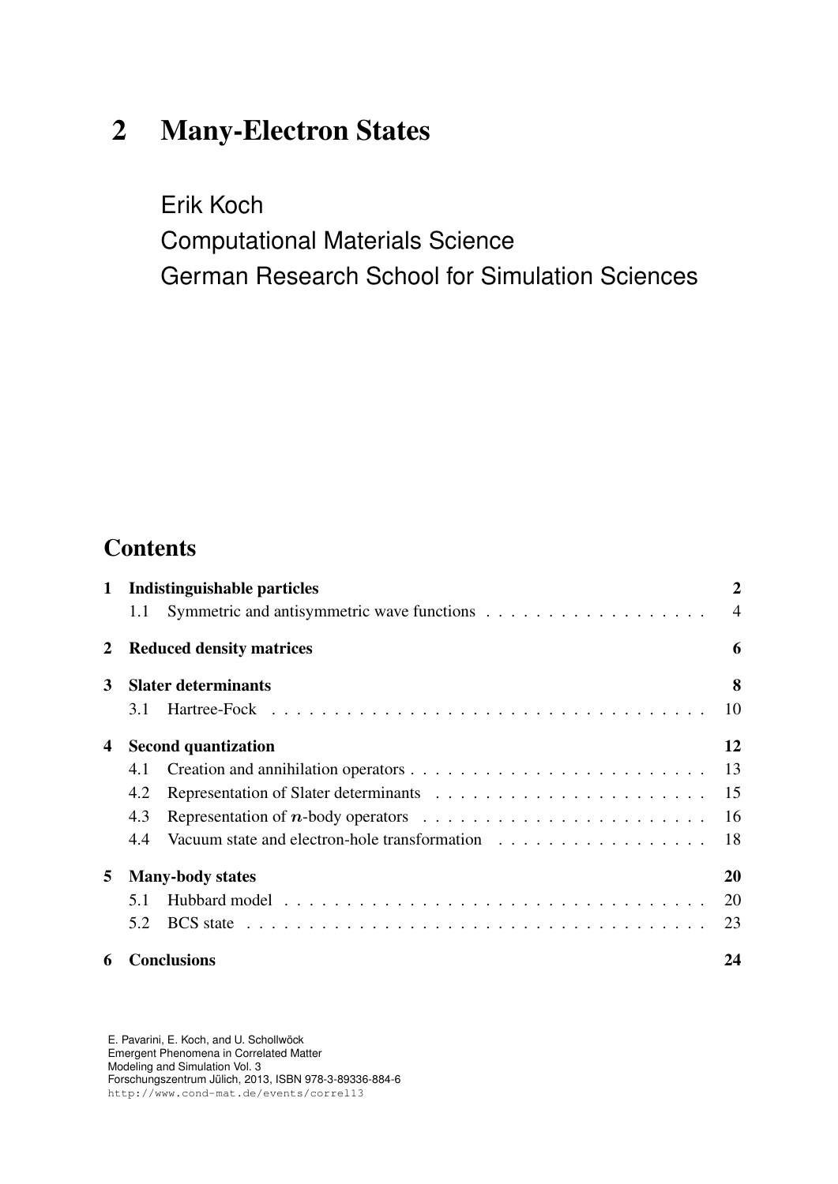# 2 Many-Electron States

Erik Koch
Computational Materials Science
German Research School for Simulation Sciences

## Contents

| | | |
|---|---|---|
| **1** | **Indistinguishable particles** | **2** |
| | 1.1 Symmetric and antisymmetric wave functions | 4 |
| **2** | **Reduced density matrices** | **6** |
| **3** | **Slater determinants** | **8** |
| | 3.1 Hartree-Fock | 10 |
| **4** | **Second quantization** | **12** |
| | 4.1 Creation and annihilation operators | 13 |
| | 4.2 Representation of Slater determinants | 15 |
| | 4.3 Representation of $n$-body operators | 16 |
| | 4.4 Vacuum state and electron-hole transformation | 18 |
| **5** | **Many-body states** | **20** |
| | 5.1 Hubbard model | 20 |
| | 5.2 BCS state | 23 |
| **6** | **Conclusions** | **24** |

E. Pavarini, E. Koch, and U. Schollwöck
Emergent Phenomena in Correlated Matter
Modeling and Simulation Vol. 3
Forschungszentrum Jülich, 2013, ISBN 978-3-89336-884-6
http://www.cond-mat.de/events/correl13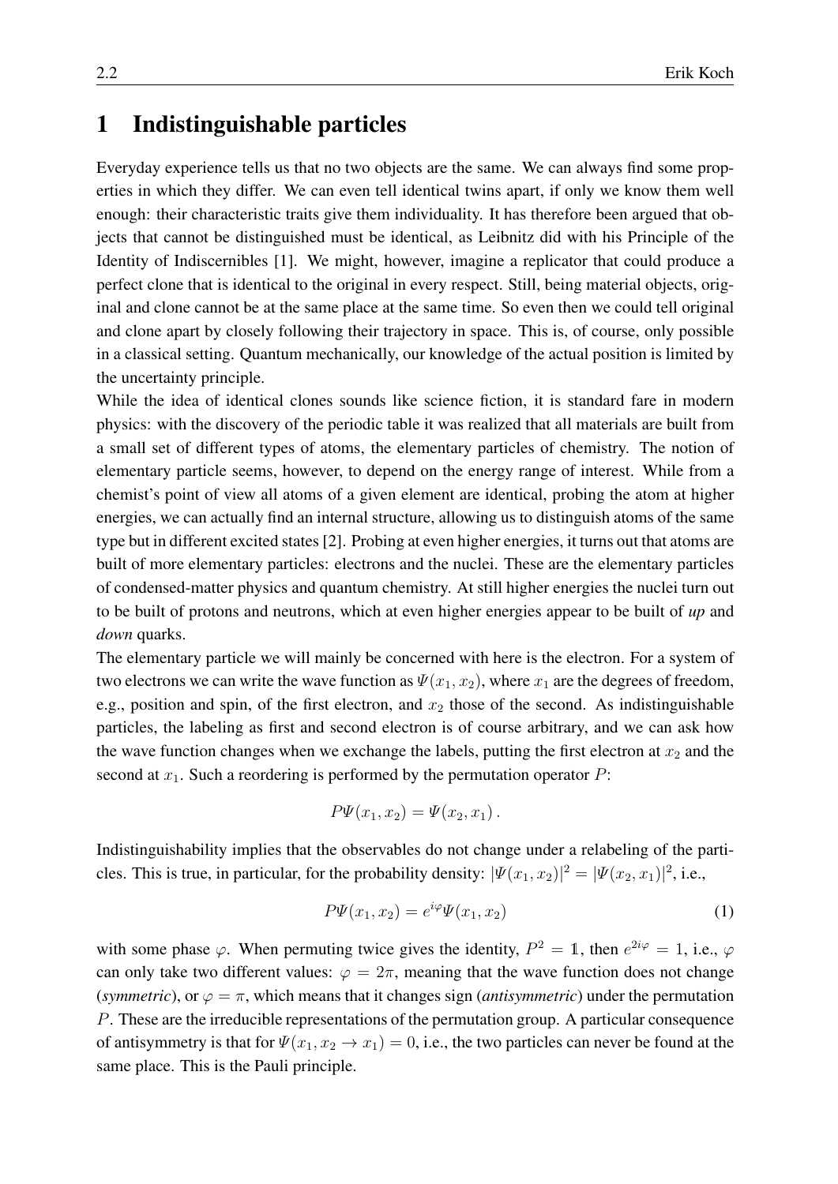# 1 Indistinguishable particles

Everyday experience tells us that no two objects are the same. We can always find some properties in which they differ. We can even tell identical twins apart, if only we know them well enough: their characteristic traits give them individuality. It has therefore been argued that objects that cannot be distinguished must be identical, as Leibnitz did with his Principle of the Identity of Indiscernibles [1]. We might, however, imagine a replicator that could produce a perfect clone that is identical to the original in every respect. Still, being material objects, original and clone cannot be at the same place at the same time. So even then we could tell original and clone apart by closely following their trajectory in space. This is, of course, only possible in a classical setting. Quantum mechanically, our knowledge of the actual position is limited by the uncertainty principle.

While the idea of identical clones sounds like science fiction, it is standard fare in modern physics: with the discovery of the periodic table it was realized that all materials are built from a small set of different types of atoms, the elementary particles of chemistry. The notion of elementary particle seems, however, to depend on the energy range of interest. While from a chemist's point of view all atoms of a given element are identical, probing the atom at higher energies, we can actually find an internal structure, allowing us to distinguish atoms of the same type but in different excited states [2]. Probing at even higher energies, it turns out that atoms are built of more elementary particles: electrons and the nuclei. These are the elementary particles of condensed-matter physics and quantum chemistry. At still higher energies the nuclei turn out to be built of protons and neutrons, which at even higher energies appear to be built of *up* and *down* quarks.

The elementary particle we will mainly be concerned with here is the electron. For a system of two electrons we can write the wave function as $\Psi(x_1, x_2)$, where $x_1$ are the degrees of freedom, e.g., position and spin, of the first electron, and $x_2$ those of the second. As indistinguishable particles, the labeling as first and second electron is of course arbitrary, and we can ask how the wave function changes when we exchange the labels, putting the first electron at $x_2$ and the second at $x_1$. Such a reordering is performed by the permutation operator $P$:

$$P\Psi(x_1, x_2) = \Psi(x_2, x_1)\,.$$

Indistinguishability implies that the observables do not change under a relabeling of the particles. This is true, in particular, for the probability density: $|\Psi(x_1, x_2)|^2 = |\Psi(x_2, x_1)|^2$, i.e.,

$$P\Psi(x_1, x_2) = e^{i\varphi}\Psi(x_1, x_2) \tag{1}$$

with some phase $\varphi$. When permuting twice gives the identity, $P^2 = \mathbb{1}$, then $e^{2i\varphi} = 1$, i.e., $\varphi$ can only take two different values: $\varphi = 2\pi$, meaning that the wave function does not change (*symmetric*), or $\varphi = \pi$, which means that it changes sign (*antisymmetric*) under the permutation $P$. These are the irreducible representations of the permutation group. A particular consequence of antisymmetry is that for $\Psi(x_1, x_2 \to x_1) = 0$, i.e., the two particles can never be found at the same place. This is the Pauli principle.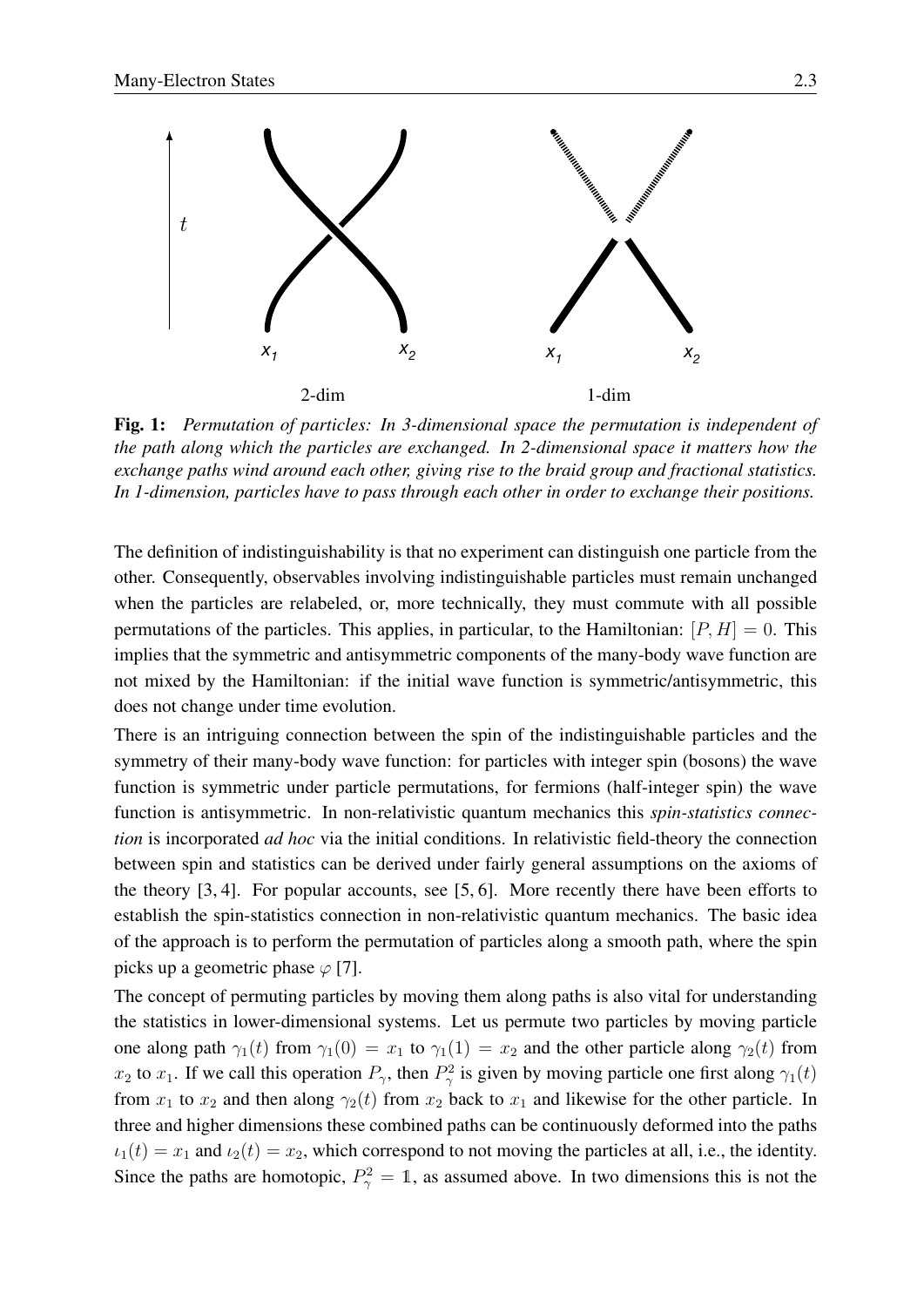t

$x_1$ $x_2$

2-dim

$x_1$ $x_2$

1-dim

**Fig. 1:** *Permutation of particles: In 3-dimensional space the permutation is independent of the path along which the particles are exchanged. In 2-dimensional space it matters how the exchange paths wind around each other, giving rise to the braid group and fractional statistics. In 1-dimension, particles have to pass through each other in order to exchange their positions.*

The definition of indistinguishability is that no experiment can distinguish one particle from the other. Consequently, observables involving indistinguishable particles must remain unchanged when the particles are relabeled, or, more technically, they must commute with all possible permutations of the particles. This applies, in particular, to the Hamiltonian: $[P, H] = 0$. This implies that the symmetric and antisymmetric components of the many-body wave function are not mixed by the Hamiltonian: if the initial wave function is symmetric/antisymmetric, this does not change under time evolution.

There is an intriguing connection between the spin of the indistinguishable particles and the symmetry of their many-body wave function: for particles with integer spin (bosons) the wave function is symmetric under particle permutations, for fermions (half-integer spin) the wave function is antisymmetric. In non-relativistic quantum mechanics this *spin-statistics connection* is incorporated *ad hoc* via the initial conditions. In relativistic field-theory the connection between spin and statistics can be derived under fairly general assumptions on the axioms of the theory [3, 4]. For popular accounts, see [5, 6]. More recently there have been efforts to establish the spin-statistics connection in non-relativistic quantum mechanics. The basic idea of the approach is to perform the permutation of particles along a smooth path, where the spin picks up a geometric phase $\varphi$ [7].

The concept of permuting particles by moving them along paths is also vital for understanding the statistics in lower-dimensional systems. Let us permute two particles by moving particle one along path $\gamma_1(t)$ from $\gamma_1(0) = x_1$ to $\gamma_1(1) = x_2$ and the other particle along $\gamma_2(t)$ from $x_2$ to $x_1$. If we call this operation $P_\gamma$, then $P_\gamma^2$ is given by moving particle one first along $\gamma_1(t)$ from $x_1$ to $x_2$ and then along $\gamma_2(t)$ from $x_2$ back to $x_1$ and likewise for the other particle. In three and higher dimensions these combined paths can be continuously deformed into the paths $\iota_1(t) = x_1$ and $\iota_2(t) = x_2$, which correspond to not moving the particles at all, i.e., the identity. Since the paths are homotopic, $P_\gamma^2 = \mathbb{1}$, as assumed above. In two dimensions this is not the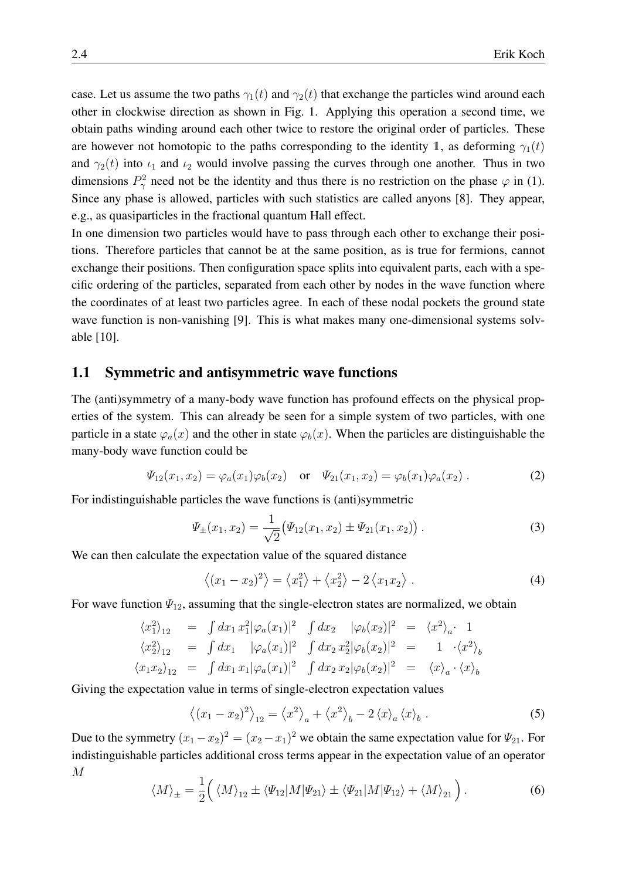case. Let us assume the two paths $\gamma_1(t)$ and $\gamma_2(t)$ that exchange the particles wind around each other in clockwise direction as shown in Fig. 1. Applying this operation a second time, we obtain paths winding around each other twice to restore the original order of particles. These are however not homotopic to the paths corresponding to the identity $\mathbb{1}$, as deforming $\gamma_1(t)$ and $\gamma_2(t)$ into $\iota_1$ and $\iota_2$ would involve passing the curves through one another. Thus in two dimensions $P_\gamma^2$ need not be the identity and thus there is no restriction on the phase $\varphi$ in (1). Since any phase is allowed, particles with such statistics are called anyons [8]. They appear, e.g., as quasiparticles in the fractional quantum Hall effect.

In one dimension two particles would have to pass through each other to exchange their positions. Therefore particles that cannot be at the same position, as is true for fermions, cannot exchange their positions. Then configuration space splits into equivalent parts, each with a specific ordering of the particles, separated from each other by nodes in the wave function where the coordinates of at least two particles agree. In each of these nodal pockets the ground state wave function is non-vanishing [9]. This is what makes many one-dimensional systems solvable [10].

## 1.1 Symmetric and antisymmetric wave functions

The (anti)symmetry of a many-body wave function has profound effects on the physical properties of the system. This can already be seen for a simple system of two particles, with one particle in a state $\varphi_a(x)$ and the other in state $\varphi_b(x)$. When the particles are distinguishable the many-body wave function could be

$$\Psi_{12}(x_1, x_2) = \varphi_a(x_1)\varphi_b(x_2) \quad \text{or} \quad \Psi_{21}(x_1, x_2) = \varphi_b(x_1)\varphi_a(x_2)\,. \tag{2}$$

For indistinguishable particles the wave functions is (anti)symmetric

$$\Psi_\pm(x_1, x_2) = \frac{1}{\sqrt{2}}\big(\Psi_{12}(x_1, x_2) \pm \Psi_{21}(x_1, x_2)\big)\,. \tag{3}$$

We can then calculate the expectation value of the squared distance

$$\left\langle (x_1 - x_2)^2 \right\rangle = \left\langle x_1^2 \right\rangle + \left\langle x_2^2 \right\rangle - 2\left\langle x_1 x_2 \right\rangle\,. \tag{4}$$

For wave function $\Psi_{12}$, assuming that the single-electron states are normalized, we obtain

$$\begin{array}{rclclcl}
\langle x_1^2\rangle_{12} &=& \int dx_1\, x_1^2|\varphi_a(x_1)|^2 & \int dx_2 & |\varphi_b(x_2)|^2 &=& \langle x^2\rangle_a \cdot\ 1 \\
\langle x_2^2\rangle_{12} &=& \int dx_1 \quad |\varphi_a(x_1)|^2 & \int dx_2\, x_2^2 & |\varphi_b(x_2)|^2 &=& 1\ \cdot \langle x^2\rangle_b \\
\langle x_1 x_2\rangle_{12} &=& \int dx_1\, x_1|\varphi_a(x_1)|^2 & \int dx_2\, x_2 & |\varphi_b(x_2)|^2 &=& \langle x\rangle_a \cdot \langle x\rangle_b
\end{array}$$

Giving the expectation value in terms of single-electron expectation values

$$\left\langle (x_1 - x_2)^2 \right\rangle_{12} = \left\langle x^2 \right\rangle_a + \left\langle x^2 \right\rangle_b - 2\left\langle x \right\rangle_a \left\langle x \right\rangle_b\,. \tag{5}$$

Due to the symmetry $(x_1 - x_2)^2 = (x_2 - x_1)^2$ we obtain the same expectation value for $\Psi_{21}$. For indistinguishable particles additional cross terms appear in the expectation value of an operator $M$

$$\langle M \rangle_\pm = \frac{1}{2}\Big(\,\langle M\rangle_{12} \pm \langle \Psi_{12}|M|\Psi_{21}\rangle \pm \langle \Psi_{21}|M|\Psi_{12}\rangle + \langle M\rangle_{21}\Big)\,. \tag{6}$$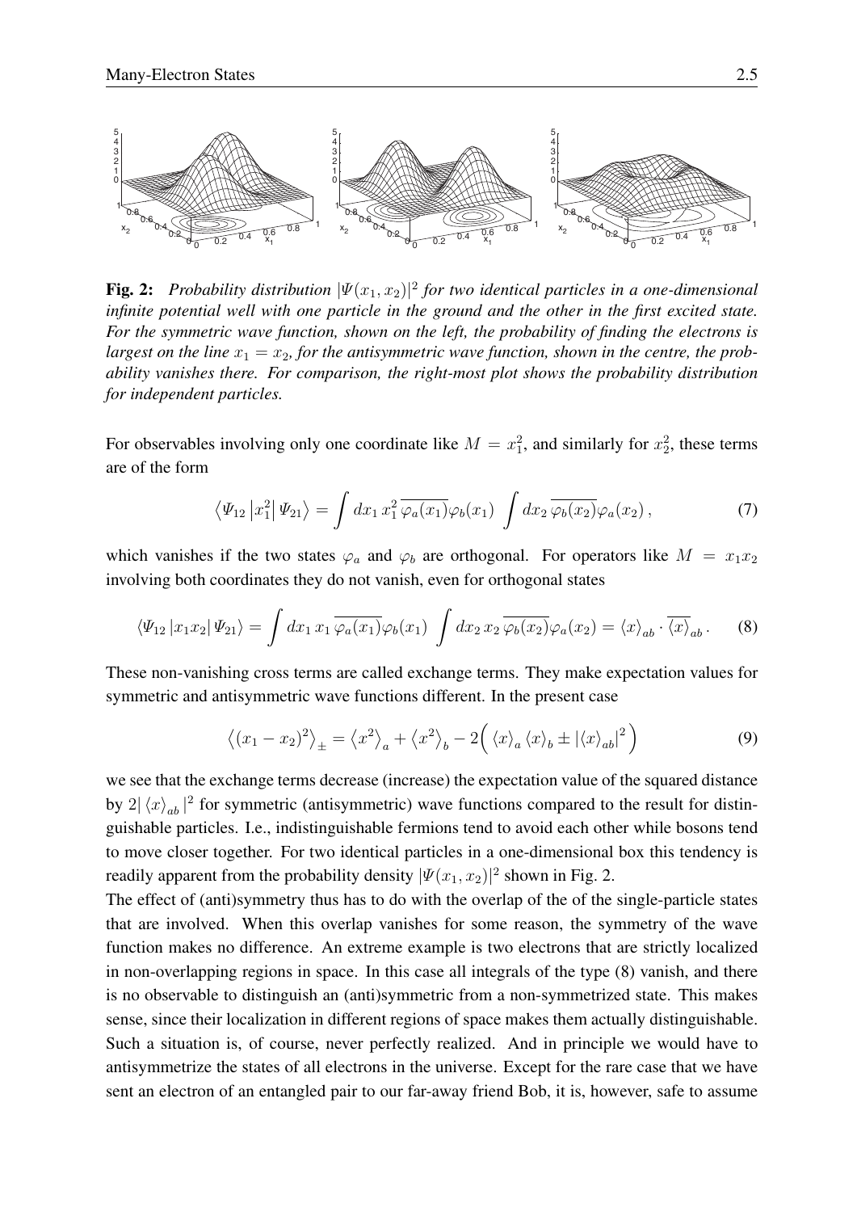5
4
3
2
1
0

1 0.8 0.6 0.4 0.2 0 0 0.2 0.4 0.6 0.8 1

$x_2$ $x_1$

**Fig. 2:** *Probability distribution $|\Psi(x_1, x_2)|^2$ for two identical particles in a one-dimensional infinite potential well with one particle in the ground and the other in the first excited state. For the symmetric wave function, shown on the left, the probability of finding the electrons is largest on the line $x_1 = x_2$, for the antisymmetric wave function, shown in the centre, the probability vanishes there. For comparison, the right-most plot shows the probability distribution for independent particles.*

For observables involving only one coordinate like $M = x_1^2$, and similarly for $x_2^2$, these terms are of the form

$$\left\langle \Psi_{12} \left| x_1^2 \right| \Psi_{21} \right\rangle = \int dx_1\, x_1^2\, \overline{\varphi_a(x_1)} \varphi_b(x_1) \int dx_2\, \overline{\varphi_b(x_2)} \varphi_a(x_2)\,, \tag{7}$$

which vanishes if the two states $\varphi_a$ and $\varphi_b$ are orthogonal. For operators like $M = x_1 x_2$ involving both coordinates they do not vanish, even for orthogonal states

$$\left\langle \Psi_{12} \left| x_1 x_2 \right| \Psi_{21} \right\rangle = \int dx_1\, x_1\, \overline{\varphi_a(x_1)} \varphi_b(x_1) \int dx_2\, x_2\, \overline{\varphi_b(x_2)} \varphi_a(x_2) = \langle x \rangle_{ab} \cdot \overline{\langle x \rangle}_{ab}\,. \tag{8}$$

These non-vanishing cross terms are called exchange terms. They make expectation values for symmetric and antisymmetric wave functions different. In the present case

$$\left\langle (x_1 - x_2)^2 \right\rangle_{\pm} = \left\langle x^2 \right\rangle_a + \left\langle x^2 \right\rangle_b - 2\Big( \langle x \rangle_a \langle x \rangle_b \pm |\langle x \rangle_{ab}|^2 \Big) \tag{9}$$

we see that the exchange terms decrease (increase) the expectation value of the squared distance by $2|\langle x \rangle_{ab}|^2$ for symmetric (antisymmetric) wave functions compared to the result for distinguishable particles. I.e., indistinguishable fermions tend to avoid each other while bosons tend to move closer together. For two identical particles in a one-dimensional box this tendency is readily apparent from the probability density $|\Psi(x_1, x_2)|^2$ shown in Fig. 2.

The effect of (anti)symmetry thus has to do with the overlap of the of the single-particle states that are involved. When this overlap vanishes for some reason, the symmetry of the wave function makes no difference. An extreme example is two electrons that are strictly localized in non-overlapping regions in space. In this case all integrals of the type (8) vanish, and there is no observable to distinguish an (anti)symmetric from a non-symmetrized state. This makes sense, since their localization in different regions of space makes them actually distinguishable. Such a situation is, of course, never perfectly realized. And in principle we would have to antisymmetrize the states of all electrons in the universe. Except for the rare case that we have sent an electron of an entangled pair to our far-away friend Bob, it is, however, safe to assume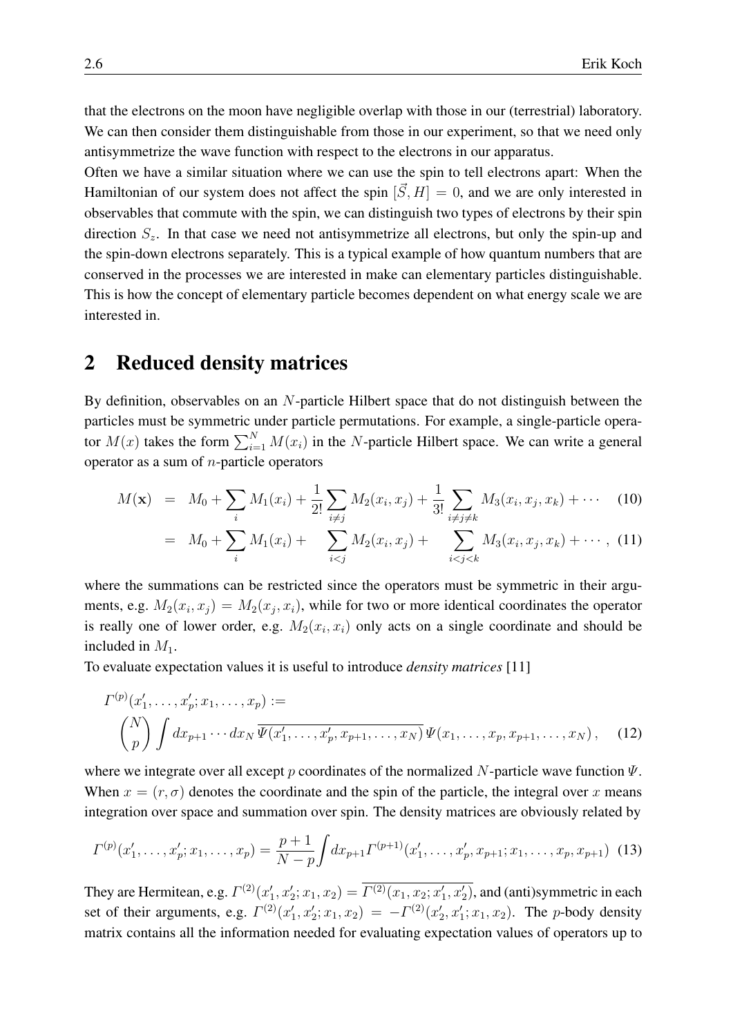that the electrons on the moon have negligible overlap with those in our (terrestrial) laboratory. We can then consider them distinguishable from those in our experiment, so that we need only antisymmetrize the wave function with respect to the electrons in our apparatus.

Often we have a similar situation where we can use the spin to tell electrons apart: When the Hamiltonian of our system does not affect the spin $[\vec{S}, H] = 0$, and we are only interested in observables that commute with the spin, we can distinguish two types of electrons by their spin direction $S_z$. In that case we need not antisymmetrize all electrons, but only the spin-up and the spin-down electrons separately. This is a typical example of how quantum numbers that are conserved in the processes we are interested in make can elementary particles distinguishable. This is how the concept of elementary particle becomes dependent on what energy scale we are interested in.

## 2 Reduced density matrices

By definition, observables on an $N$-particle Hilbert space that do not distinguish between the particles must be symmetric under particle permutations. For example, a single-particle operator $M(x)$ takes the form $\sum_{i=1}^{N} M(x_i)$ in the $N$-particle Hilbert space. We can write a general operator as a sum of $n$-particle operators

$$
\begin{aligned}
M(\mathbf{x}) &= M_0 + \sum_i M_1(x_i) + \frac{1}{2!}\sum_{i\neq j} M_2(x_i, x_j) + \frac{1}{3!}\sum_{i\neq j\neq k} M_3(x_i, x_j, x_k) + \cdots \qquad (10)\\
&= M_0 + \sum_i M_1(x_i) + \sum_{i<j} M_2(x_i, x_j) + \sum_{i<j<k} M_3(x_i, x_j, x_k) + \cdots , \qquad (11)
\end{aligned}
$$

where the summations can be restricted since the operators must be symmetric in their arguments, e.g. $M_2(x_i, x_j) = M_2(x_j, x_i)$, while for two or more identical coordinates the operator is really one of lower order, e.g. $M_2(x_i, x_i)$ only acts on a single coordinate and should be included in $M_1$.

To evaluate expectation values it is useful to introduce *density matrices* [11]

$$
\begin{aligned}
&\Gamma^{(p)}(x'_1, \ldots, x'_p; x_1, \ldots, x_p) := \\
&\binom{N}{p} \int dx_{p+1} \cdots dx_N\, \overline{\Psi(x'_1, \ldots, x'_p, x_{p+1}, \ldots, x_N)}\, \Psi(x_1, \ldots, x_p, x_{p+1}, \ldots, x_N)\,, \qquad (12)
\end{aligned}
$$

where we integrate over all except $p$ coordinates of the normalized $N$-particle wave function $\Psi$. When $x = (r, \sigma)$ denotes the coordinate and the spin of the particle, the integral over $x$ means integration over space and summation over spin. The density matrices are obviously related by

$$
\Gamma^{(p)}(x'_1, \ldots, x'_p; x_1, \ldots, x_p) = \frac{p+1}{N-p} \int dx_{p+1} \Gamma^{(p+1)}(x'_1, \ldots, x'_p, x_{p+1}; x_1, \ldots, x_p, x_{p+1}) \quad (13)
$$

They are Hermitean, e.g. $\Gamma^{(2)}(x'_1, x'_2; x_1, x_2) = \overline{\Gamma^{(2)}(x_1, x_2; x'_1, x'_2)}$, and (anti)symmetric in each set of their arguments, e.g. $\Gamma^{(2)}(x'_1, x'_2; x_1, x_2) = -\Gamma^{(2)}(x'_2, x'_1; x_1, x_2)$. The $p$-body density matrix contains all the information needed for evaluating expectation values of operators up to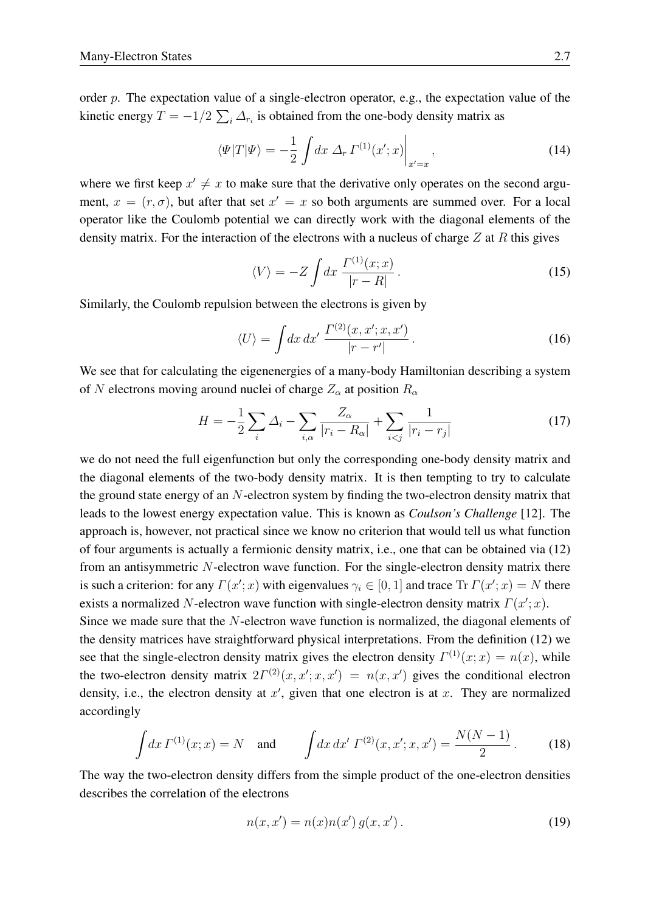order $p$. The expectation value of a single-electron operator, e.g., the expectation value of the kinetic energy $T = -1/2 \sum_i \varDelta_{r_i}$ is obtained from the one-body density matrix as

$$\langle \varPsi | T | \varPsi \rangle = -\frac{1}{2} \int dx \; \varDelta_r \, \varGamma^{(1)}(x';x) \bigg|_{x'=x} , \tag{14}$$

where we first keep $x' \neq x$ to make sure that the derivative only operates on the second argument, $x = (r, \sigma)$, but after that set $x' = x$ so both arguments are summed over. For a local operator like the Coulomb potential we can directly work with the diagonal elements of the density matrix. For the interaction of the electrons with a nucleus of charge $Z$ at $R$ this gives

$$\langle V \rangle = -Z \int dx \; \frac{\varGamma^{(1)}(x;x)}{|r - R|} . \tag{15}$$

Similarly, the Coulomb repulsion between the electrons is given by

$$\langle U \rangle = \int dx \, dx' \; \frac{\varGamma^{(2)}(x, x'; x, x')}{|r - r'|} . \tag{16}$$

We see that for calculating the eigenenergies of a many-body Hamiltonian describing a system of $N$ electrons moving around nuclei of charge $Z_\alpha$ at position $R_\alpha$

$$H = -\frac{1}{2} \sum_i \varDelta_i - \sum_{i,\alpha} \frac{Z_\alpha}{|r_i - R_\alpha|} + \sum_{i<j} \frac{1}{|r_i - r_j|} \tag{17}$$

we do not need the full eigenfunction but only the corresponding one-body density matrix and the diagonal elements of the two-body density matrix. It is then tempting to try to calculate the ground state energy of an $N$-electron system by finding the two-electron density matrix that leads to the lowest energy expectation value. This is known as ***Coulson's Challenge*** [12]. The approach is, however, not practical since we know no criterion that would tell us what function of four arguments is actually a fermionic density matrix, i.e., one that can be obtained via (12) from an antisymmetric $N$-electron wave function. For the single-electron density matrix there is such a criterion: for any $\varGamma(x';x)$ with eigenvalues $\gamma_i \in [0, 1]$ and trace $\mathrm{Tr}\, \varGamma(x';x) = N$ there exists a normalized $N$-electron wave function with single-electron density matrix $\varGamma(x';x)$.

Since we made sure that the $N$-electron wave function is normalized, the diagonal elements of the density matrices have straightforward physical interpretations. From the definition (12) we see that the single-electron density matrix gives the electron density $\varGamma^{(1)}(x;x) = n(x)$, while the two-electron density matrix $2\varGamma^{(2)}(x, x'; x, x') = n(x, x')$ gives the conditional electron density, i.e., the electron density at $x'$, given that one electron is at $x$. They are normalized accordingly

$$\int dx \, \varGamma^{(1)}(x;x) = N \quad \text{and} \qquad \int dx \, dx' \; \varGamma^{(2)}(x, x'; x, x') = \frac{N(N-1)}{2} . \tag{18}$$

The way the two-electron density differs from the simple product of the one-electron densities describes the correlation of the electrons

$$n(x, x') = n(x) n(x') \, g(x, x') . \tag{19}$$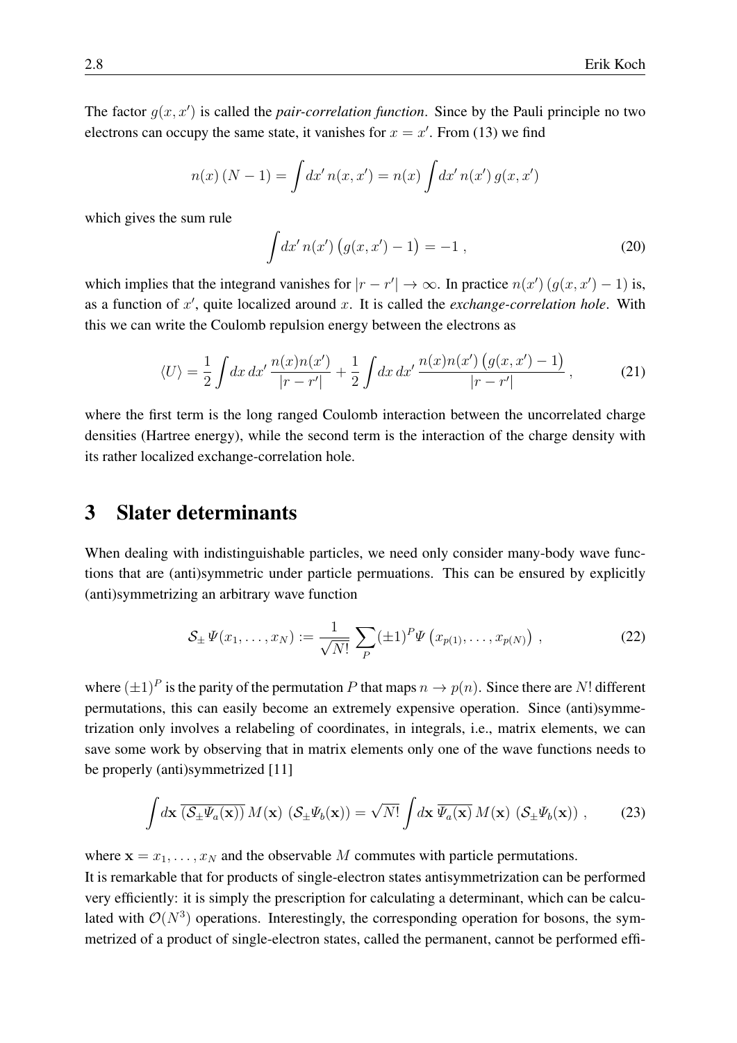The factor $g(x, x')$ is called the *pair-correlation function*. Since by the Pauli principle no two electrons can occupy the same state, it vanishes for $x = x'$. From (13) we find

$$n(x)\,(N-1) = \int dx'\, n(x,x') = n(x) \int dx'\, n(x')\, g(x,x')$$

which gives the sum rule

$$\int dx'\, n(x')\,\big(g(x,x') - 1\big) = -1\,, \tag{20}$$

which implies that the integrand vanishes for $|r - r'| \to \infty$. In practice $n(x')\,(g(x,x') - 1)$ is, as a function of $x'$, quite localized around $x$. It is called the *exchange-correlation hole*. With this we can write the Coulomb repulsion energy between the electrons as

$$\langle U \rangle = \frac{1}{2} \int dx\, dx'\, \frac{n(x)n(x')}{|r - r'|} + \frac{1}{2} \int dx\, dx'\, \frac{n(x)n(x')\,\big(g(x,x') - 1\big)}{|r - r'|}\,, \tag{21}$$

where the first term is the long ranged Coulomb interaction between the uncorrelated charge densities (Hartree energy), while the second term is the interaction of the charge density with its rather localized exchange-correlation hole.

# 3 Slater determinants

When dealing with indistinguishable particles, we need only consider many-body wave functions that are (anti)symmetric under particle permuations. This can be ensured by explicitly (anti)symmetrizing an arbitrary wave function

$$\mathcal{S}_\pm\, \Psi(x_1, \ldots, x_N) := \frac{1}{\sqrt{N!}} \sum_P (\pm 1)^P \Psi\left(x_{p(1)}, \ldots, x_{p(N)}\right)\,, \tag{22}$$

where $(\pm 1)^P$ is the parity of the permutation $P$ that maps $n \to p(n)$. Since there are $N!$ different permutations, this can easily become an extremely expensive operation. Since (anti)symmetrization only involves a relabeling of coordinates, in integrals, i.e., matrix elements, we can save some work by observing that in matrix elements only one of the wave functions needs to be properly (anti)symmetrized [11]

$$\int d\mathbf{x}\; \overline{(\mathcal{S}_\pm \Psi_a(\mathbf{x}))}\, M(\mathbf{x})\; (\mathcal{S}_\pm \Psi_b(\mathbf{x})) = \sqrt{N!} \int d\mathbf{x}\; \overline{\Psi_a(\mathbf{x})}\, M(\mathbf{x})\; (\mathcal{S}_\pm \Psi_b(\mathbf{x}))\,, \tag{23}$$

where $\mathbf{x} = x_1, \ldots, x_N$ and the observable $M$ commutes with particle permutations.

It is remarkable that for products of single-electron states antisymmetrization can be performed very efficiently: it is simply the prescription for calculating a determinant, which can be calculated with $\mathcal{O}(N^3)$ operations. Interestingly, the corresponding operation for bosons, the symmetrized of a product of single-electron states, called the permanent, cannot be performed effi-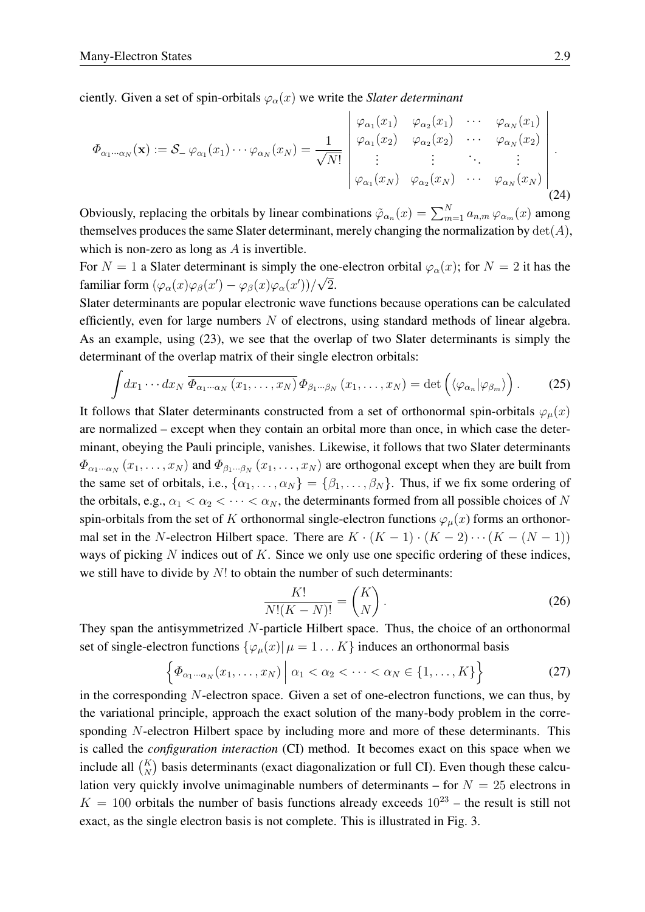ciently. Given a set of spin-orbitals $\varphi_\alpha(x)$ we write the ***Slater determinant***

$$\Phi_{\alpha_1\cdots\alpha_N}(\mathbf{x}) := \mathcal{S}_-\,\varphi_{\alpha_1}(x_1)\cdots\varphi_{\alpha_N}(x_N) = \frac{1}{\sqrt{N!}}\begin{vmatrix} \varphi_{\alpha_1}(x_1) & \varphi_{\alpha_2}(x_1) & \cdots & \varphi_{\alpha_N}(x_1) \\ \varphi_{\alpha_1}(x_2) & \varphi_{\alpha_2}(x_2) & \cdots & \varphi_{\alpha_N}(x_2) \\ \vdots & \vdots & \ddots & \vdots \\ \varphi_{\alpha_1}(x_N) & \varphi_{\alpha_2}(x_N) & \cdots & \varphi_{\alpha_N}(x_N) \end{vmatrix}. \tag{24}$$

Obviously, replacing the orbitals by linear combinations $\tilde{\varphi}_{\alpha_n}(x) = \sum_{m=1}^N a_{n,m}\,\varphi_{\alpha_m}(x)$ among themselves produces the same Slater determinant, merely changing the normalization by $\det(A)$, which is non-zero as long as $A$ is invertible.

For $N = 1$ a Slater determinant is simply the one-electron orbital $\varphi_\alpha(x)$; for $N = 2$ it has the familiar form $(\varphi_\alpha(x)\varphi_\beta(x') - \varphi_\beta(x)\varphi_\alpha(x'))/\sqrt{2}$.

Slater determinants are popular electronic wave functions because operations can be calculated efficiently, even for large numbers $N$ of electrons, using standard methods of linear algebra. As an example, using (23), we see that the overlap of two Slater determinants is simply the determinant of the overlap matrix of their single electron orbitals:

$$\int dx_1\cdots dx_N\,\overline{\Phi_{\alpha_1\cdots\alpha_N}(x_1,\ldots,x_N)}\,\Phi_{\beta_1\cdots\beta_N}(x_1,\ldots,x_N) = \det\Big(\langle\varphi_{\alpha_n}|\varphi_{\beta_m}\rangle\Big). \tag{25}$$

It follows that Slater determinants constructed from a set of orthonormal spin-orbitals $\varphi_\mu(x)$ are normalized – except when they contain an orbital more than once, in which case the determinant, obeying the Pauli principle, vanishes. Likewise, it follows that two Slater determinants $\Phi_{\alpha_1\cdots\alpha_N}(x_1,\ldots,x_N)$ and $\Phi_{\beta_1\cdots\beta_N}(x_1,\ldots,x_N)$ are orthogonal except when they are built from the same set of orbitals, i.e., $\{\alpha_1,\ldots,\alpha_N\} = \{\beta_1,\ldots,\beta_N\}$. Thus, if we fix some ordering of the orbitals, e.g., $\alpha_1 < \alpha_2 < \cdots < \alpha_N$, the determinants formed from all possible choices of $N$ spin-orbitals from the set of $K$ orthonormal single-electron functions $\varphi_\mu(x)$ forms an orthonormal set in the $N$-electron Hilbert space. There are $K\cdot(K-1)\cdot(K-2)\cdots(K-(N-1))$ ways of picking $N$ indices out of $K$. Since we only use one specific ordering of these indices, we still have to divide by $N!$ to obtain the number of such determinants:

$$\frac{K!}{N!(K-N)!} = \binom{K}{N}. \tag{26}$$

They span the antisymmetrized $N$-particle Hilbert space. Thus, the choice of an orthonormal set of single-electron functions $\{\varphi_\mu(x)|\,\mu = 1\ldots K\}$ induces an orthonormal basis

$$\Big\{\Phi_{\alpha_1\cdots\alpha_N}(x_1,\ldots,x_N)\,\Big|\,\alpha_1 < \alpha_2 < \cdots < \alpha_N \in \{1,\ldots,K\}\Big\} \tag{27}$$

in the corresponding $N$-electron space. Given a set of one-electron functions, we can thus, by the variational principle, approach the exact solution of the many-body problem in the corresponding $N$-electron Hilbert space by including more and more of these determinants. This is called the ***configuration interaction*** (CI) method. It becomes exact on this space when we include all $\binom{K}{N}$ basis determinants (exact diagonalization or full CI). Even though these calculation very quickly involve unimaginable numbers of determinants – for $N = 25$ electrons in $K = 100$ orbitals the number of basis functions already exceeds $10^{23}$ – the result is still not exact, as the single electron basis is not complete. This is illustrated in Fig. 3.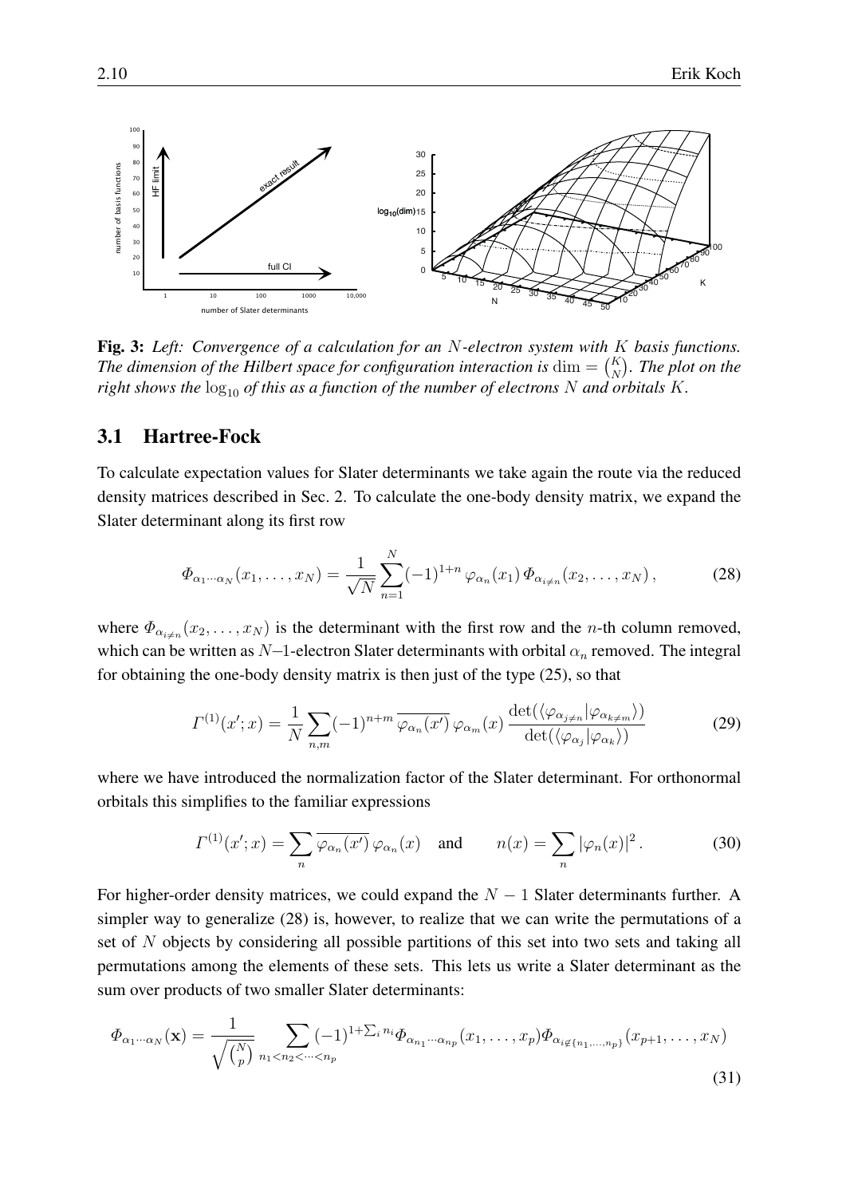**Fig. 3:** *Left: Convergence of a calculation for an $N$-electron system with $K$ basis functions. The dimension of the Hilbert space for configuration interaction is $\dim = \binom{K}{N}$. The plot on the right shows the $\log_{10}$ of this as a function of the number of electrons $N$ and orbitals $K$.*

## 3.1 Hartree-Fock

To calculate expectation values for Slater determinants we take again the route via the reduced density matrices described in Sec. 2. To calculate the one-body density matrix, we expand the Slater determinant along its first row

$$\Phi_{\alpha_1\cdots\alpha_N}(x_1,\ldots,x_N) = \frac{1}{\sqrt{N}}\sum_{n=1}^{N}(-1)^{1+n}\,\varphi_{\alpha_n}(x_1)\,\Phi_{\alpha_{i\neq n}}(x_2,\ldots,x_N)\,, \tag{28}$$

where $\Phi_{\alpha_{i\neq n}}(x_2,\ldots,x_N)$ is the determinant with the first row and the $n$-th column removed, which can be written as $N$–1-electron Slater determinants with orbital $\alpha_n$ removed. The integral for obtaining the one-body density matrix is then just of the type (25), so that

$$\Gamma^{(1)}(x';x) = \frac{1}{N}\sum_{n,m}(-1)^{n+m}\,\overline{\varphi_{\alpha_n}(x')}\,\varphi_{\alpha_m}(x)\,\frac{\det(\langle\varphi_{\alpha_{j\neq n}}|\varphi_{\alpha_{k\neq m}}\rangle)}{\det(\langle\varphi_{\alpha_j}|\varphi_{\alpha_k}\rangle)} \tag{29}$$

where we have introduced the normalization factor of the Slater determinant. For orthonormal orbitals this simplifies to the familiar expressions

$$\Gamma^{(1)}(x';x) = \sum_n \overline{\varphi_{\alpha_n}(x')}\,\varphi_{\alpha_n}(x) \quad \text{and} \qquad n(x) = \sum_n |\varphi_n(x)|^2\,. \tag{30}$$

For higher-order density matrices, we could expand the $N-1$ Slater determinants further. A simpler way to generalize (28) is, however, to realize that we can write the permutations of a set of $N$ objects by considering all possible partitions of this set into two sets and taking all permutations among the elements of these sets. This lets us write a Slater determinant as the sum over products of two smaller Slater determinants:

$$\Phi_{\alpha_1\cdots\alpha_N}(\mathbf{x}) = \frac{1}{\sqrt{\binom{N}{p}}}\sum_{n_1<n_2<\cdots<n_p}(-1)^{1+\sum_i n_i}\Phi_{\alpha_{n_1}\cdots\alpha_{n_p}}(x_1,\ldots,x_p)\Phi_{\alpha_{i\notin\{n_1,\ldots,n_p\}}}(x_{p+1},\ldots,x_N) \tag{31}$$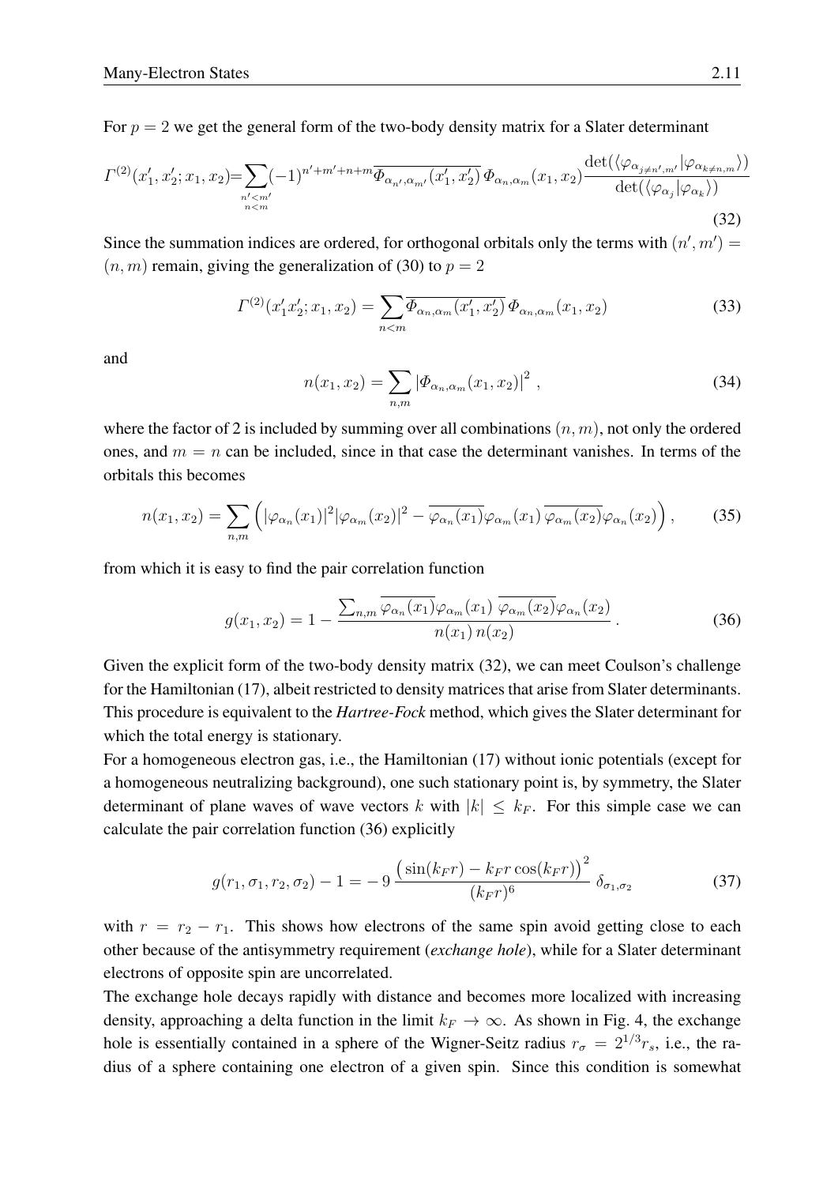For $p = 2$ we get the general form of the two-body density matrix for a Slater determinant

$$\Gamma^{(2)}(x_1', x_2'; x_1, x_2) = \sum_{\substack{n'<m' \\ n<m}} (-1)^{n'+m'+n+m} \overline{\Phi_{\alpha_{n'},\alpha_{m'}}(x_1', x_2')}\, \Phi_{\alpha_n,\alpha_m}(x_1, x_2) \frac{\det(\langle \varphi_{\alpha_{j\neq n',m'}} | \varphi_{\alpha_{k\neq n,m}} \rangle)}{\det(\langle \varphi_{\alpha_j} | \varphi_{\alpha_k} \rangle)} \tag{32}$$

Since the summation indices are ordered, for orthogonal orbitals only the terms with $(n', m') = (n, m)$ remain, giving the generalization of (30) to $p = 2$

$$\Gamma^{(2)}(x_1' x_2'; x_1, x_2) = \sum_{n<m} \overline{\Phi_{\alpha_n,\alpha_m}(x_1', x_2')}\, \Phi_{\alpha_n,\alpha_m}(x_1, x_2) \tag{33}$$

and

$$n(x_1, x_2) = \sum_{n,m} \left| \Phi_{\alpha_n,\alpha_m}(x_1, x_2) \right|^2 , \tag{34}$$

where the factor of 2 is included by summing over all combinations $(n, m)$, not only the ordered ones, and $m = n$ can be included, since in that case the determinant vanishes. In terms of the orbitals this becomes

$$n(x_1, x_2) = \sum_{n,m} \Big( |\varphi_{\alpha_n}(x_1)|^2 |\varphi_{\alpha_m}(x_2)|^2 - \overline{\varphi_{\alpha_n}(x_1)} \varphi_{\alpha_m}(x_1)\, \overline{\varphi_{\alpha_m}(x_2)} \varphi_{\alpha_n}(x_2) \Big) , \tag{35}$$

from which it is easy to find the pair correlation function

$$g(x_1, x_2) = 1 - \frac{\sum_{n,m} \overline{\varphi_{\alpha_n}(x_1)} \varphi_{\alpha_m}(x_1)\, \overline{\varphi_{\alpha_m}(x_2)} \varphi_{\alpha_n}(x_2)}{n(x_1)\, n(x_2)} . \tag{36}$$

Given the explicit form of the two-body density matrix (32), we can meet Coulson's challenge for the Hamiltonian (17), albeit restricted to density matrices that arise from Slater determinants. This procedure is equivalent to the *Hartree-Fock* method, which gives the Slater determinant for which the total energy is stationary.

For a homogeneous electron gas, i.e., the Hamiltonian (17) without ionic potentials (except for a homogeneous neutralizing background), one such stationary point is, by symmetry, the Slater determinant of plane waves of wave vectors $k$ with $|k| \leq k_F$. For this simple case we can calculate the pair correlation function (36) explicitly

$$g(r_1, \sigma_1, r_2, \sigma_2) - 1 = -9\, \frac{\big( \sin(k_F r) - k_F r \cos(k_F r) \big)^2}{(k_F r)^6}\, \delta_{\sigma_1,\sigma_2} \tag{37}$$

with $r = r_2 - r_1$. This shows how electrons of the same spin avoid getting close to each other because of the antisymmetry requirement (*exchange hole*), while for a Slater determinant electrons of opposite spin are uncorrelated.

The exchange hole decays rapidly with distance and becomes more localized with increasing density, approaching a delta function in the limit $k_F \to \infty$. As shown in Fig. 4, the exchange hole is essentially contained in a sphere of the Wigner-Seitz radius $r_\sigma = 2^{1/3} r_s$, i.e., the radius of a sphere containing one electron of a given spin. Since this condition is somewhat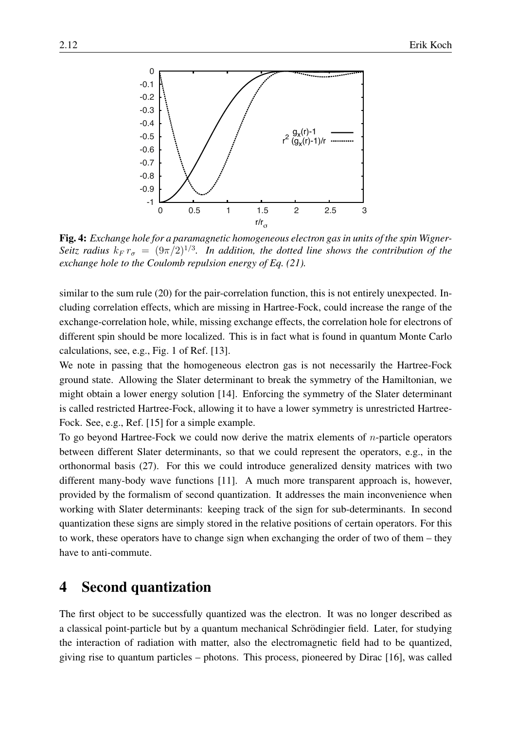**Fig. 4:** *Exchange hole for a paramagnetic homogeneous electron gas in units of the spin Wigner-Seitz radius $k_F\, r_\sigma = (9\pi/2)^{1/3}$. In addition, the dotted line shows the contribution of the exchange hole to the Coulomb repulsion energy of Eq. (21).*

similar to the sum rule (20) for the pair-correlation function, this is not entirely unexpected. Including correlation effects, which are missing in Hartree-Fock, could increase the range of the exchange-correlation hole, while, missing exchange effects, the correlation hole for electrons of different spin should be more localized. This is in fact what is found in quantum Monte Carlo calculations, see, e.g., Fig. 1 of Ref. [13].

We note in passing that the homogeneous electron gas is not necessarily the Hartree-Fock ground state. Allowing the Slater determinant to break the symmetry of the Hamiltonian, we might obtain a lower energy solution [14]. Enforcing the symmetry of the Slater determinant is called restricted Hartree-Fock, allowing it to have a lower symmetry is unrestricted Hartree-Fock. See, e.g., Ref. [15] for a simple example.

To go beyond Hartree-Fock we could now derive the matrix elements of $n$-particle operators between different Slater determinants, so that we could represent the operators, e.g., in the orthonormal basis (27). For this we could introduce generalized density matrices with two different many-body wave functions [11]. A much more transparent approach is, however, provided by the formalism of second quantization. It addresses the main inconvenience when working with Slater determinants: keeping track of the sign for sub-determinants. In second quantization these signs are simply stored in the relative positions of certain operators. For this to work, these operators have to change sign when exchanging the order of two of them – they have to anti-commute.

# 4 Second quantization

The first object to be successfully quantized was the electron. It was no longer described as a classical point-particle but by a quantum mechanical Schrödingier field. Later, for studying the interaction of radiation with matter, also the electromagnetic field had to be quantized, giving rise to quantum particles – photons. This process, pioneered by Dirac [16], was called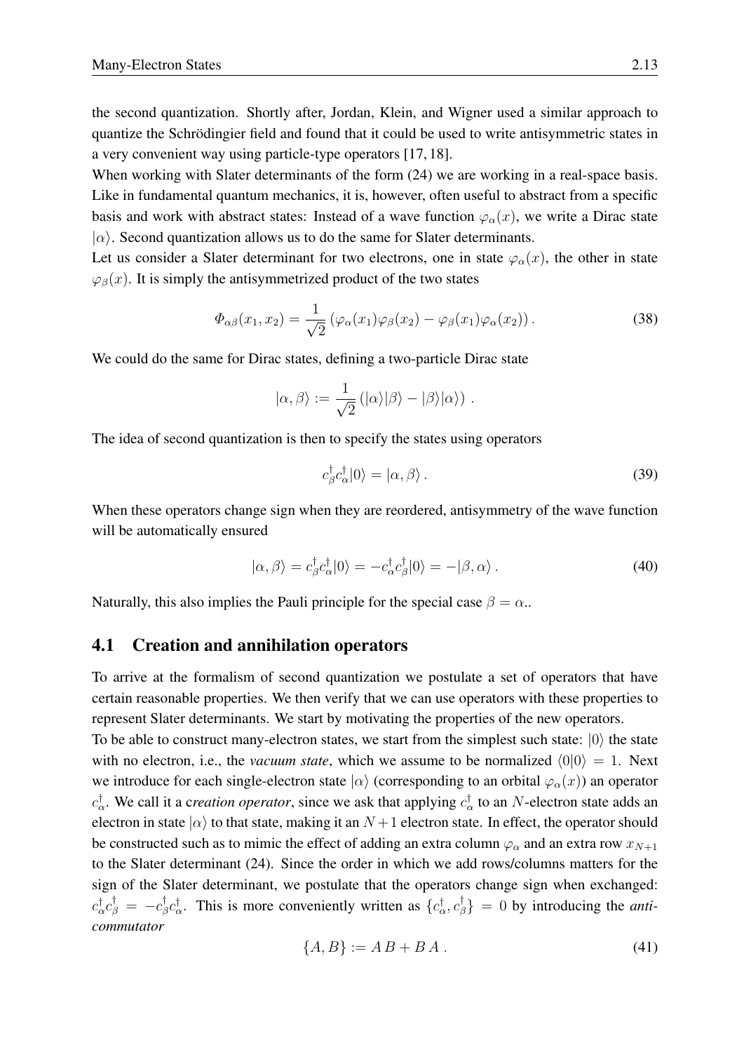the second quantization. Shortly after, Jordan, Klein, and Wigner used a similar approach to quantize the Schrödingier field and found that it could be used to write antisymmetric states in a very convenient way using particle-type operators [17, 18].

When working with Slater determinants of the form (24) we are working in a real-space basis. Like in fundamental quantum mechanics, it is, however, often useful to abstract from a specific basis and work with abstract states: Instead of a wave function $\varphi_\alpha(x)$, we write a Dirac state $|\alpha\rangle$. Second quantization allows us to do the same for Slater determinants.

Let us consider a Slater determinant for two electrons, one in state $\varphi_\alpha(x)$, the other in state $\varphi_\beta(x)$. It is simply the antisymmetrized product of the two states

$$\Phi_{\alpha\beta}(x_1, x_2) = \frac{1}{\sqrt{2}} \left( \varphi_\alpha(x_1)\varphi_\beta(x_2) - \varphi_\beta(x_1)\varphi_\alpha(x_2) \right). \tag{38}$$

We could do the same for Dirac states, defining a two-particle Dirac state

$$|\alpha, \beta\rangle := \frac{1}{\sqrt{2}} \left( |\alpha\rangle|\beta\rangle - |\beta\rangle|\alpha\rangle \right).$$

The idea of second quantization is then to specify the states using operators

$$c_\beta^\dagger c_\alpha^\dagger |0\rangle = |\alpha, \beta\rangle. \tag{39}$$

When these operators change sign when they are reordered, antisymmetry of the wave function will be automatically ensured

$$|\alpha, \beta\rangle = c_\beta^\dagger c_\alpha^\dagger |0\rangle = -c_\alpha^\dagger c_\beta^\dagger |0\rangle = -|\beta, \alpha\rangle. \tag{40}$$

Naturally, this also implies the Pauli principle for the special case $\beta = \alpha$..

## 4.1 Creation and annihilation operators

To arrive at the formalism of second quantization we postulate a set of operators that have certain reasonable properties. We then verify that we can use operators with these properties to represent Slater determinants. We start by motivating the properties of the new operators.

To be able to construct many-electron states, we start from the simplest such state: $|0\rangle$ the state with no electron, i.e., the *vacuum state*, which we assume to be normalized $\langle 0|0\rangle = 1$. Next we introduce for each single-electron state $|\alpha\rangle$ (corresponding to an orbital $\varphi_\alpha(x)$) an operator $c_\alpha^\dagger$. We call it a c*reation operator*, since we ask that applying $c_\alpha^\dagger$ to an $N$-electron state adds an electron in state $|\alpha\rangle$ to that state, making it an $N+1$ electron state. In effect, the operator should be constructed such as to mimic the effect of adding an extra column $\varphi_\alpha$ and an extra row $x_{N+1}$ to the Slater determinant (24). Since the order in which we add rows/columns matters for the sign of the Slater determinant, we postulate that the operators change sign when exchanged: $c_\alpha^\dagger c_\beta^\dagger = -c_\beta^\dagger c_\alpha^\dagger$. This is more conveniently written as $\{c_\alpha^\dagger, c_\beta^\dagger\} = 0$ by introducing the *anti-commutator*

$$\{A, B\} := A\,B + B\,A\,. \tag{41}$$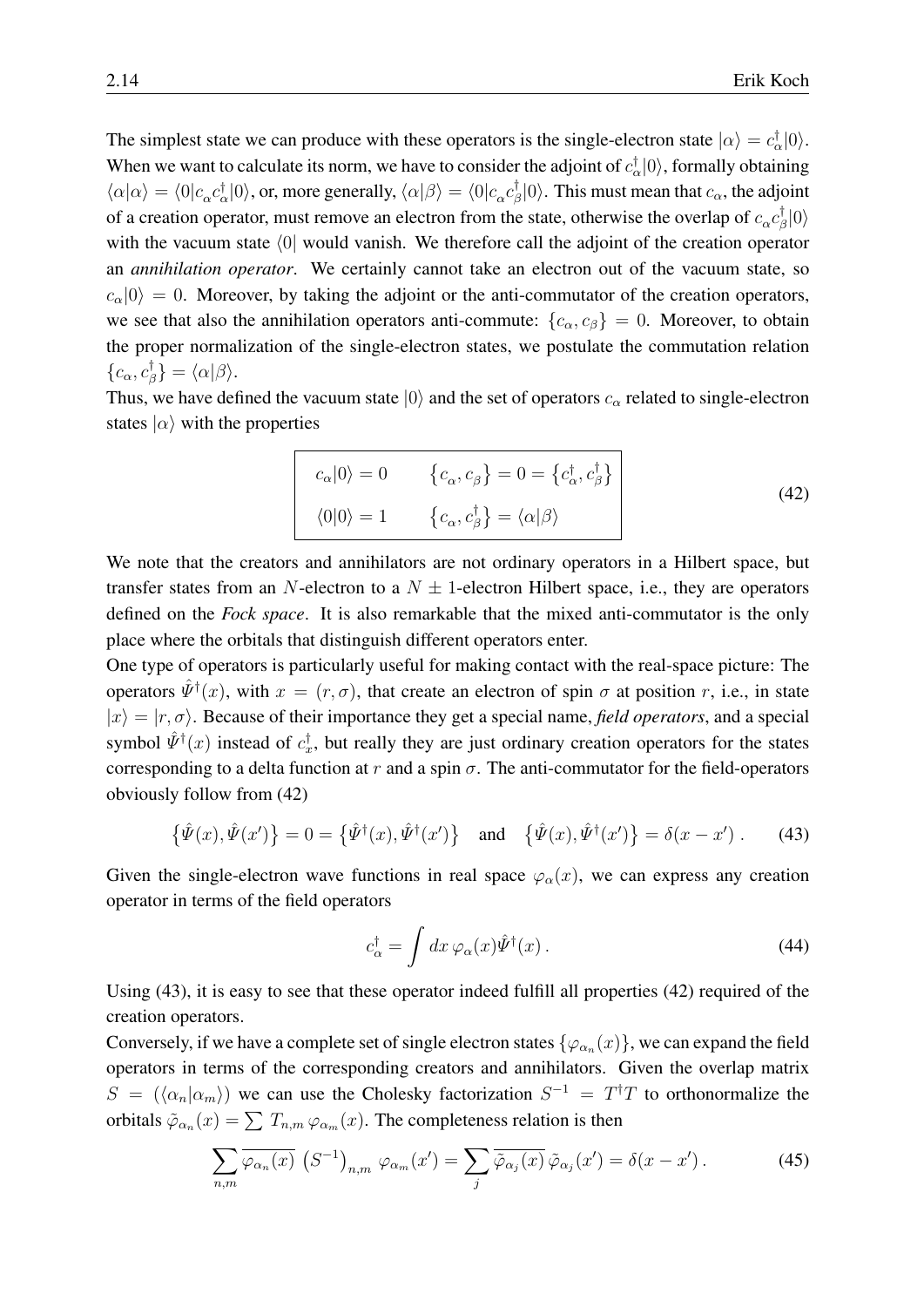The simplest state we can produce with these operators is the single-electron state $|\alpha\rangle = c^\dagger_\alpha|0\rangle$. When we want to calculate its norm, we have to consider the adjoint of $c^\dagger_\alpha|0\rangle$, formally obtaining $\langle\alpha|\alpha\rangle = \langle 0|c_\alpha c^\dagger_\alpha|0\rangle$, or, more generally, $\langle\alpha|\beta\rangle = \langle 0|c_\alpha c^\dagger_\beta|0\rangle$. This must mean that $c_\alpha$, the adjoint of a creation operator, must remove an electron from the state, otherwise the overlap of $c_\alpha c^\dagger_\beta|0\rangle$ with the vacuum state $\langle 0|$ would vanish. We therefore call the adjoint of the creation operator an *annihilation operator*. We certainly cannot take an electron out of the vacuum state, so $c_\alpha|0\rangle = 0$. Moreover, by taking the adjoint or the anti-commutator of the creation operators, we see that also the annihilation operators anti-commute: $\{c_\alpha, c_\beta\} = 0$. Moreover, to obtain the proper normalization of the single-electron states, we postulate the commutation relation $\{c_\alpha, c^\dagger_\beta\} = \langle\alpha|\beta\rangle$.

Thus, we have defined the vacuum state $|0\rangle$ and the set of operators $c_\alpha$ related to single-electron states $|\alpha\rangle$ with the properties

$$
\boxed{\begin{array}{ll} c_\alpha|0\rangle = 0 & \quad \left\{c_\alpha, c_\beta\right\} = 0 = \left\{c^\dagger_\alpha, c^\dagger_\beta\right\} \\[1ex] \langle 0|0\rangle = 1 & \quad \left\{c_\alpha, c^\dagger_\beta\right\} = \langle\alpha|\beta\rangle \end{array}} \tag{42}
$$

We note that the creators and annihilators are not ordinary operators in a Hilbert space, but transfer states from an $N$-electron to a $N \pm 1$-electron Hilbert space, i.e., they are operators defined on the *Fock space*. It is also remarkable that the mixed anti-commutator is the only place where the orbitals that distinguish different operators enter.

One type of operators is particularly useful for making contact with the real-space picture: The operators $\hat{\Psi}^\dagger(x)$, with $x = (r, \sigma)$, that create an electron of spin $\sigma$ at position $r$, i.e., in state $|x\rangle = |r, \sigma\rangle$. Because of their importance they get a special name, ***field operators***, and a special symbol $\hat{\Psi}^\dagger(x)$ instead of $c^\dagger_x$, but really they are just ordinary creation operators for the states corresponding to a delta function at $r$ and a spin $\sigma$. The anti-commutator for the field-operators obviously follow from (42)

$$
\left\{\hat{\Psi}(x), \hat{\Psi}(x')\right\} = 0 = \left\{\hat{\Psi}^\dagger(x), \hat{\Psi}^\dagger(x')\right\} \quad \text{and} \quad \left\{\hat{\Psi}(x), \hat{\Psi}^\dagger(x')\right\} = \delta(x - x')\,. \tag{43}
$$

Given the single-electron wave functions in real space $\varphi_\alpha(x)$, we can express any creation operator in terms of the field operators

$$
c^\dagger_\alpha = \int dx\, \varphi_\alpha(x) \hat{\Psi}^\dagger(x)\,. \tag{44}
$$

Using (43), it is easy to see that these operator indeed fulfill all properties (42) required of the creation operators.

Conversely, if we have a complete set of single electron states $\{\varphi_{\alpha_n}(x)\}$, we can expand the field operators in terms of the corresponding creators and annihilators. Given the overlap matrix $S = (\langle\alpha_n|\alpha_m\rangle)$ we can use the Cholesky factorization $S^{-1} = T^\dagger T$ to orthonormalize the orbitals $\tilde{\varphi}_{\alpha_n}(x) = \sum T_{n,m}\, \varphi_{\alpha_m}(x)$. The completeness relation is then

$$
\sum_{n,m} \overline{\varphi_{\alpha_n}(x)}\, \left(S^{-1}\right)_{n,m}\, \varphi_{\alpha_m}(x') = \sum_j \overline{\tilde{\varphi}_{\alpha_j}(x)}\, \tilde{\varphi}_{\alpha_j}(x') = \delta(x - x')\,. \tag{45}
$$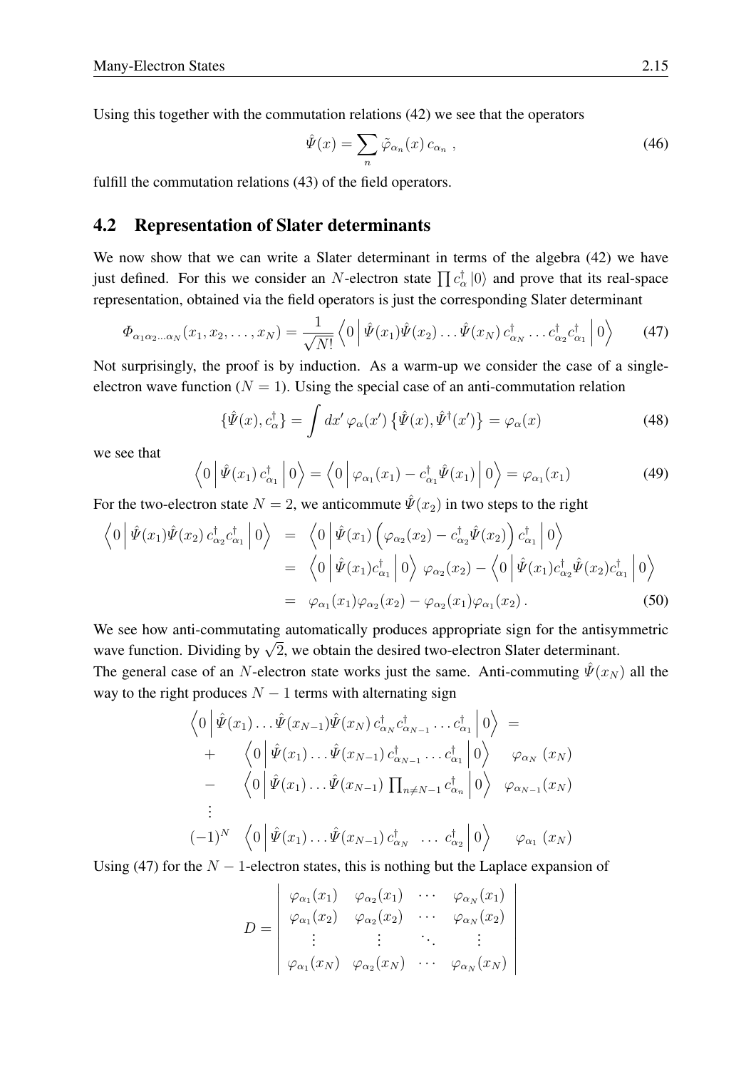Using this together with the commutation relations (42) we see that the operators

$$\hat{\Psi}(x) = \sum_n \tilde{\varphi}_{\alpha_n}(x)\, c_{\alpha_n}\,, \tag{46}$$

fulfill the commutation relations (43) of the field operators.

## 4.2 Representation of Slater determinants

We now show that we can write a Slater determinant in terms of the algebra (42) we have just defined. For this we consider an $N$-electron state $\prod c^\dagger_\alpha |0\rangle$ and prove that its real-space representation, obtained via the field operators is just the corresponding Slater determinant

$$\Phi_{\alpha_1\alpha_2\ldots\alpha_N}(x_1, x_2, \ldots, x_N) = \frac{1}{\sqrt{N!}}\left\langle 0\left|\hat{\Psi}(x_1)\hat{\Psi}(x_2)\ldots\hat{\Psi}(x_N)\, c^\dagger_{\alpha_N}\ldots c^\dagger_{\alpha_2}c^\dagger_{\alpha_1}\right|0\right\rangle \tag{47}$$

Not surprisingly, the proof is by induction. As a warm-up we consider the case of a single-electron wave function ($N=1$). Using the special case of an anti-commutation relation

$$\{\hat{\Psi}(x), c^\dagger_\alpha\} = \int dx'\, \varphi_\alpha(x')\left\{\hat{\Psi}(x), \hat{\Psi}^\dagger(x')\right\} = \varphi_\alpha(x) \tag{48}$$

we see that

$$\left\langle 0\left|\hat{\Psi}(x_1)\, c^\dagger_{\alpha_1}\right|0\right\rangle = \left\langle 0\left|\,\varphi_{\alpha_1}(x_1) - c^\dagger_{\alpha_1}\hat{\Psi}(x_1)\right|0\right\rangle = \varphi_{\alpha_1}(x_1) \tag{49}$$

For the two-electron state $N=2$, we anticommute $\hat{\Psi}(x_2)$ in two steps to the right

$$\begin{aligned}
\left\langle 0\left|\hat{\Psi}(x_1)\hat{\Psi}(x_2)\, c^\dagger_{\alpha_2}c^\dagger_{\alpha_1}\right|0\right\rangle &= \left\langle 0\left|\hat{\Psi}(x_1)\left(\varphi_{\alpha_2}(x_2) - c^\dagger_{\alpha_2}\hat{\Psi}(x_2)\right)c^\dagger_{\alpha_1}\right|0\right\rangle \\
&= \left\langle 0\left|\hat{\Psi}(x_1)c^\dagger_{\alpha_1}\right|0\right\rangle\, \varphi_{\alpha_2}(x_2) - \left\langle 0\left|\hat{\Psi}(x_1)c^\dagger_{\alpha_2}\hat{\Psi}(x_2)c^\dagger_{\alpha_1}\right|0\right\rangle \\
&= \varphi_{\alpha_1}(x_1)\varphi_{\alpha_2}(x_2) - \varphi_{\alpha_2}(x_1)\varphi_{\alpha_1}(x_2)\,.
\end{aligned} \tag{50}$$

We see how anti-commutating automatically produces appropriate sign for the antisymmetric wave function. Dividing by $\sqrt{2}$, we obtain the desired two-electron Slater determinant.

The general case of an $N$-electron state works just the same. Anti-commuting $\hat{\Psi}(x_N)$ all the way to the right produces $N-1$ terms with alternating sign

$$\begin{aligned}
&\left\langle 0\left|\hat{\Psi}(x_1)\ldots\hat{\Psi}(x_{N-1})\hat{\Psi}(x_N)\, c^\dagger_{\alpha_N}c^\dagger_{\alpha_{N-1}}\ldots c^\dagger_{\alpha_1}\right|0\right\rangle = \\
&\quad + \left\langle 0\left|\hat{\Psi}(x_1)\ldots\hat{\Psi}(x_{N-1})\, c^\dagger_{\alpha_{N-1}}\ldots c^\dagger_{\alpha_1}\right|0\right\rangle \quad \varphi_{\alpha_N}(x_N) \\
&\quad - \left\langle 0\left|\hat{\Psi}(x_1)\ldots\hat{\Psi}(x_{N-1})\, \textstyle\prod_{n\neq N-1} c^\dagger_{\alpha_n}\right|0\right\rangle \quad \varphi_{\alpha_{N-1}}(x_N) \\
&\quad \vdots \\
&\quad (-1)^N \left\langle 0\left|\hat{\Psi}(x_1)\ldots\hat{\Psi}(x_{N-1})\, c^\dagger_{\alpha_N}\ \ldots\ c^\dagger_{\alpha_2}\right|0\right\rangle \quad \varphi_{\alpha_1}(x_N)
\end{aligned}$$

Using (47) for the $N-1$-electron states, this is nothing but the Laplace expansion of

$$D = \begin{vmatrix}
\varphi_{\alpha_1}(x_1) & \varphi_{\alpha_2}(x_1) & \cdots & \varphi_{\alpha_N}(x_1) \\
\varphi_{\alpha_1}(x_2) & \varphi_{\alpha_2}(x_2) & \cdots & \varphi_{\alpha_N}(x_2) \\
\vdots & \vdots & \ddots & \vdots \\
\varphi_{\alpha_1}(x_N) & \varphi_{\alpha_2}(x_N) & \cdots & \varphi_{\alpha_N}(x_N)
\end{vmatrix}$$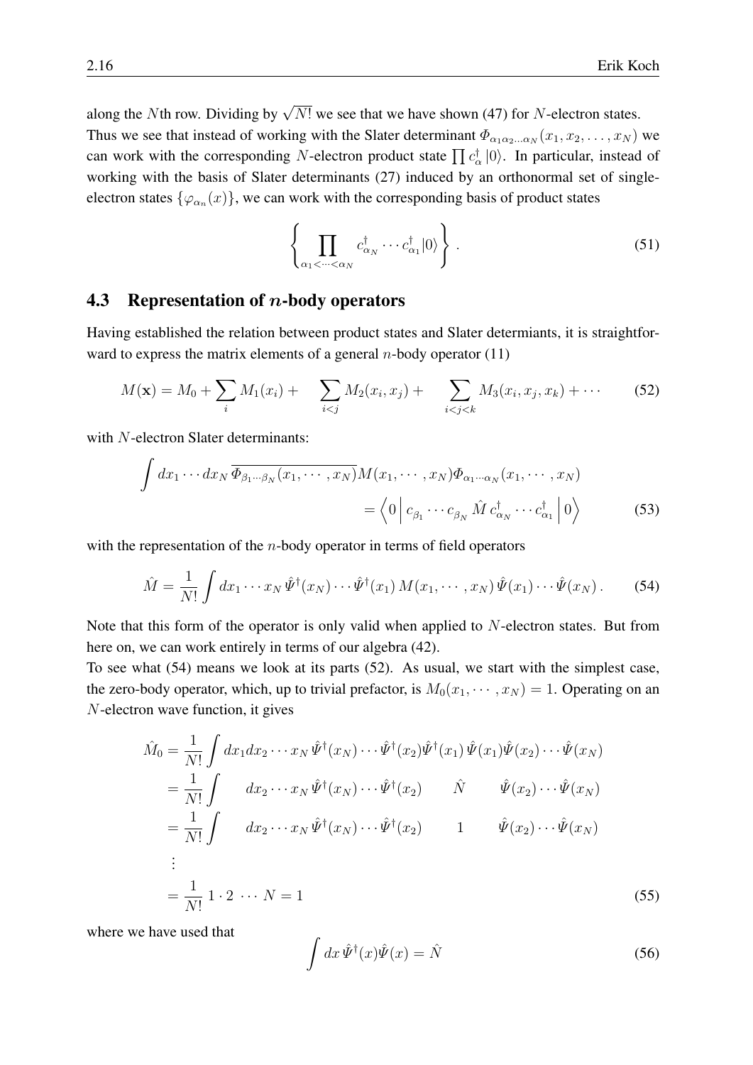along the $N$th row. Dividing by $\sqrt{N!}$ we see that we have shown (47) for $N$-electron states.
Thus we see that instead of working with the Slater determinant $\Phi_{\alpha_1\alpha_2\ldots\alpha_N}(x_1, x_2, \ldots, x_N)$ we can work with the corresponding $N$-electron product state $\prod c^\dagger_\alpha |0\rangle$. In particular, instead of working with the basis of Slater determinants (27) induced by an orthonormal set of single-electron states $\{\varphi_{\alpha_n}(x)\}$, we can work with the corresponding basis of product states

$$\left\{ \prod_{\alpha_1<\cdots<\alpha_N} c^\dagger_{\alpha_N} \cdots c^\dagger_{\alpha_1}|0\rangle \right\}. \tag{51}$$

## 4.3 Representation of $n$-body operators

Having established the relation between product states and Slater determiants, it is straightforward to express the matrix elements of a general $n$-body operator (11)

$$M(\mathbf{x}) = M_0 + \sum_i M_1(x_i) + \sum_{i<j} M_2(x_i, x_j) + \sum_{i<j<k} M_3(x_i, x_j, x_k) + \cdots \tag{52}$$

with $N$-electron Slater determinants:

$$\int dx_1 \cdots dx_N\, \overline{\Phi_{\beta_1\cdots\beta_N}(x_1, \cdots, x_N)} M(x_1, \cdots, x_N) \Phi_{\alpha_1\cdots\alpha_N}(x_1, \cdots, x_N) = \left\langle 0 \,\middle|\, c_{\beta_1} \cdots c_{\beta_N}\, \hat{M}\, c^\dagger_{\alpha_N} \cdots c^\dagger_{\alpha_1} \,\middle|\, 0 \right\rangle \tag{53}$$

with the representation of the $n$-body operator in terms of field operators

$$\hat{M} = \frac{1}{N!} \int dx_1 \cdots x_N\, \hat{\Psi}^\dagger(x_N) \cdots \hat{\Psi}^\dagger(x_1)\, M(x_1, \cdots, x_N)\, \hat{\Psi}(x_1) \cdots \hat{\Psi}(x_N)\,. \tag{54}$$

Note that this form of the operator is only valid when applied to $N$-electron states. But from here on, we can work entirely in terms of our algebra (42).
To see what (54) means we look at its parts (52). As usual, we start with the simplest case, the zero-body operator, which, up to trivial prefactor, is $M_0(x_1, \cdots, x_N) = 1$. Operating on an $N$-electron wave function, it gives

$$\begin{aligned}
\hat{M}_0 &= \frac{1}{N!} \int dx_1 dx_2 \cdots x_N\, \hat{\Psi}^\dagger(x_N) \cdots \hat{\Psi}^\dagger(x_2) \hat{\Psi}^\dagger(x_1)\, \hat{\Psi}(x_1) \hat{\Psi}(x_2) \cdots \hat{\Psi}(x_N) \\
&= \frac{1}{N!} \int dx_2 \cdots x_N\, \hat{\Psi}^\dagger(x_N) \cdots \hat{\Psi}^\dagger(x_2) \quad \hat{N} \quad \hat{\Psi}(x_2) \cdots \hat{\Psi}(x_N) \\
&= \frac{1}{N!} \int dx_2 \cdots x_N\, \hat{\Psi}^\dagger(x_N) \cdots \hat{\Psi}^\dagger(x_2) \quad 1 \quad \hat{\Psi}(x_2) \cdots \hat{\Psi}(x_N) \\
&\ \ \vdots \\
&= \frac{1}{N!}\, 1 \cdot 2\, \cdots\, N = 1
\end{aligned} \tag{55}$$

where we have used that

$$\int dx\, \hat{\Psi}^\dagger(x) \hat{\Psi}(x) = \hat{N} \tag{56}$$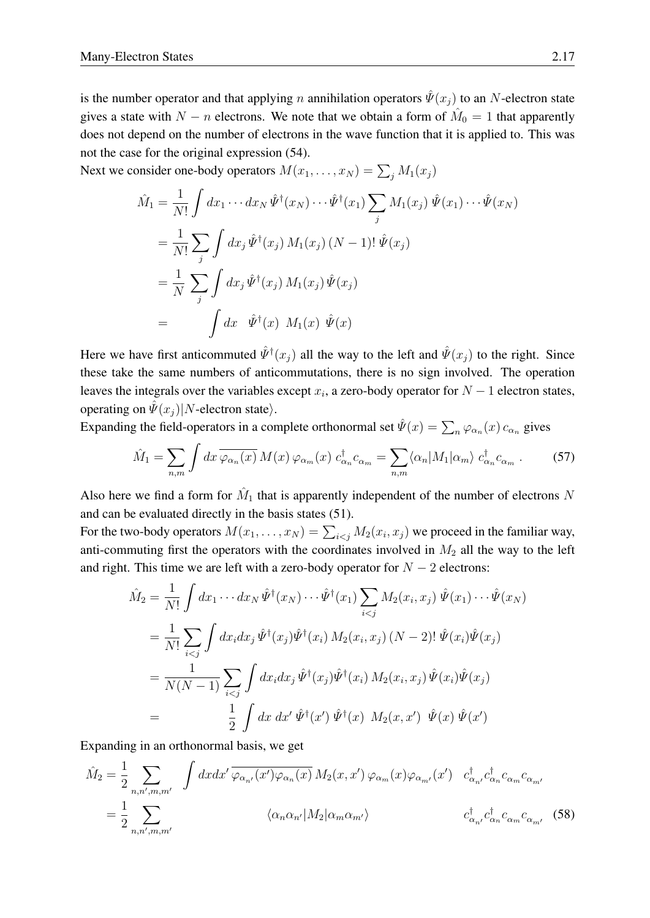is the number operator and that applying $n$ annihilation operators $\hat{\Psi}(x_j)$ to an $N$-electron state gives a state with $N-n$ electrons. We note that we obtain a form of $\hat{M}_0 = 1$ that apparently does not depend on the number of electrons in the wave function that it is applied to. This was not the case for the original expression (54).

Next we consider one-body operators $M(x_1,\ldots,x_N) = \sum_j M_1(x_j)$

$$
\begin{aligned}
\hat{M}_1 &= \frac{1}{N!}\int dx_1\cdots dx_N\,\hat{\Psi}^\dagger(x_N)\cdots\hat{\Psi}^\dagger(x_1)\sum_j M_1(x_j)\,\hat{\Psi}(x_1)\cdots\hat{\Psi}(x_N)\\
&= \frac{1}{N!}\sum_j\int dx_j\,\hat{\Psi}^\dagger(x_j)\,M_1(x_j)\,(N-1)!\,\hat{\Psi}(x_j)\\
&= \frac{1}{N}\sum_j\int dx_j\,\hat{\Psi}^\dagger(x_j)\,M_1(x_j)\,\hat{\Psi}(x_j)\\
&= \int dx\;\;\hat{\Psi}^\dagger(x)\;\,M_1(x)\;\,\hat{\Psi}(x)
\end{aligned}
$$

Here we have first anticommuted $\hat{\Psi}^\dagger(x_j)$ all the way to the left and $\hat{\Psi}(x_j)$ to the right. Since these take the same numbers of anticommutations, there is no sign involved. The operation leaves the integrals over the variables except $x_i$, a zero-body operator for $N-1$ electron states, operating on $\hat{\Psi}(x_j)|N\text{-electron state}\rangle$.

Expanding the field-operators in a complete orthonormal set $\hat{\Psi}(x) = \sum_n \varphi_{\alpha_n}(x)\,c_{\alpha_n}$ gives

$$
\hat{M}_1 = \sum_{n,m}\int dx\,\overline{\varphi_{\alpha_n}(x)}\,M(x)\,\varphi_{\alpha_m}(x)\;c^\dagger_{\alpha_n}c_{\alpha_m} = \sum_{n,m}\langle\alpha_n|M_1|\alpha_m\rangle\;c^\dagger_{\alpha_n}c_{\alpha_m}\,. \tag{57}
$$

Also here we find a form for $\hat{M}_1$ that is apparently independent of the number of electrons $N$ and can be evaluated directly in the basis states (51).

For the two-body operators $M(x_1,\ldots,x_N) = \sum_{i<j} M_2(x_i,x_j)$ we proceed in the familiar way, anti-commuting first the operators with the coordinates involved in $M_2$ all the way to the left and right. This time we are left with a zero-body operator for $N-2$ electrons:

$$
\begin{aligned}
\hat{M}_2 &= \frac{1}{N!}\int dx_1\cdots dx_N\,\hat{\Psi}^\dagger(x_N)\cdots\hat{\Psi}^\dagger(x_1)\sum_{i<j} M_2(x_i,x_j)\,\hat{\Psi}(x_1)\cdots\hat{\Psi}(x_N)\\
&= \frac{1}{N!}\sum_{i<j}\int dx_i dx_j\,\hat{\Psi}^\dagger(x_j)\hat{\Psi}^\dagger(x_i)\,M_2(x_i,x_j)\,(N-2)!\,\hat{\Psi}(x_i)\hat{\Psi}(x_j)\\
&= \frac{1}{N(N-1)}\sum_{i<j}\int dx_i dx_j\,\hat{\Psi}^\dagger(x_j)\hat{\Psi}^\dagger(x_i)\,M_2(x_i,x_j)\,\hat{\Psi}(x_i)\hat{\Psi}(x_j)\\
&= \frac{1}{2}\int dx\,dx'\,\hat{\Psi}^\dagger(x')\,\hat{\Psi}^\dagger(x)\;\,M_2(x,x')\;\,\hat{\Psi}(x)\,\hat{\Psi}(x')
\end{aligned}
$$

Expanding in an orthonormal basis, we get

$$
\begin{aligned}
\hat{M}_2 &= \frac{1}{2}\sum_{n,n',m,m'}\int dxdx'\,\overline{\varphi_{\alpha_{n'}}(x')\varphi_{\alpha_n}(x)}\,M_2(x,x')\,\varphi_{\alpha_m}(x)\varphi_{\alpha_{m'}}(x')\quad c^\dagger_{\alpha_{n'}}c^\dagger_{\alpha_n}c_{\alpha_m}c_{\alpha_{m'}}\\
&= \frac{1}{2}\sum_{n,n',m,m'}\langle\alpha_n\alpha_{n'}|M_2|\alpha_m\alpha_{m'}\rangle\quad c^\dagger_{\alpha_{n'}}c^\dagger_{\alpha_n}c_{\alpha_m}c_{\alpha_{m'}}
\end{aligned} \tag{58}
$$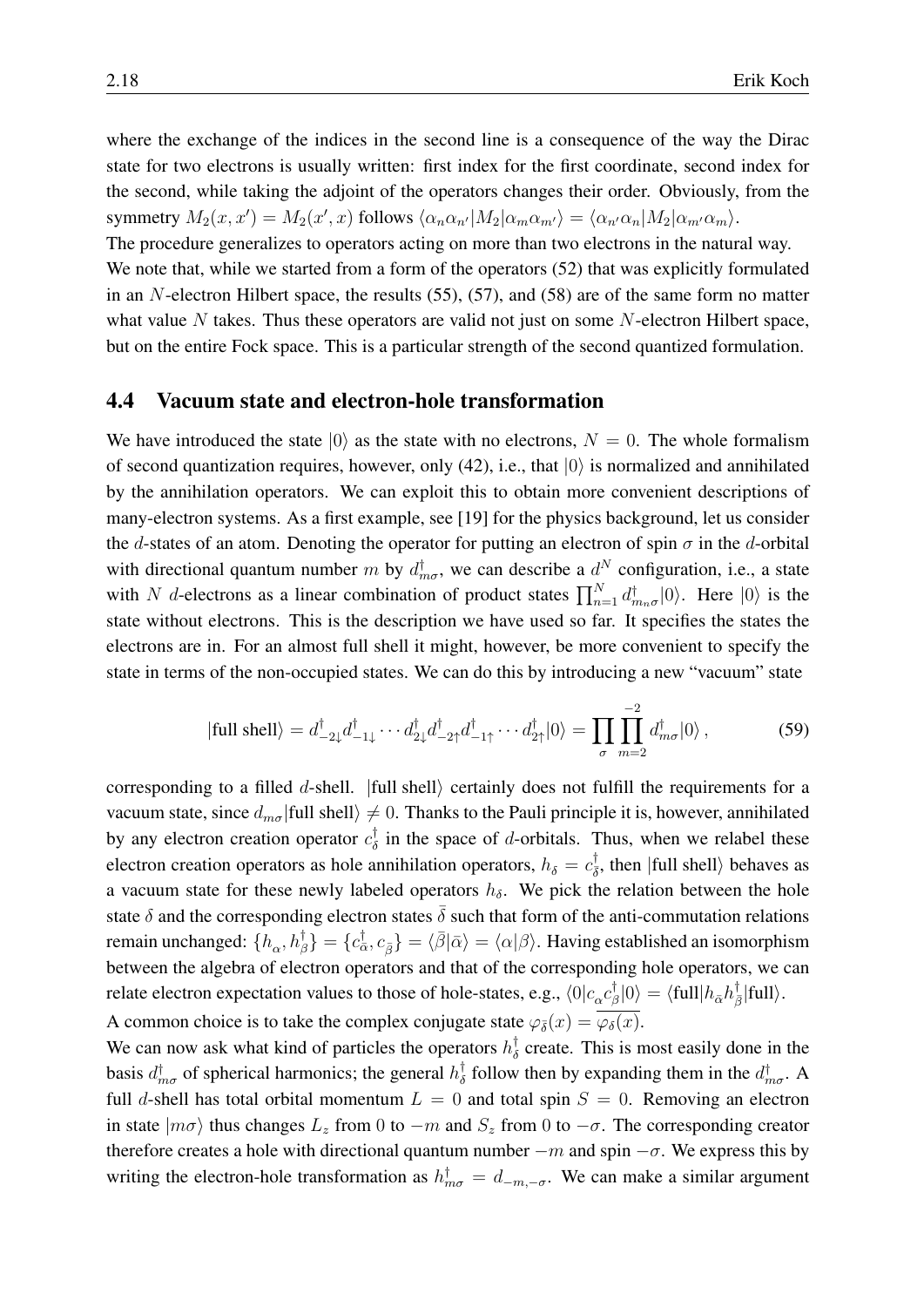where the exchange of the indices in the second line is a consequence of the way the Dirac state for two electrons is usually written: first index for the first coordinate, second index for the second, while taking the adjoint of the operators changes their order. Obviously, from the symmetry $M_2(x,x') = M_2(x',x)$ follows $\langle \alpha_n \alpha_{n'} | M_2 | \alpha_m \alpha_{m'} \rangle = \langle \alpha_{n'} \alpha_n | M_2 | \alpha_{m'} \alpha_m \rangle$.

The procedure generalizes to operators acting on more than two electrons in the natural way.

We note that, while we started from a form of the operators (52) that was explicitly formulated in an $N$-electron Hilbert space, the results (55), (57), and (58) are of the same form no matter what value $N$ takes. Thus these operators are valid not just on some $N$-electron Hilbert space, but on the entire Fock space. This is a particular strength of the second quantized formulation.

## 4.4 Vacuum state and electron-hole transformation

We have introduced the state $|0\rangle$ as the state with no electrons, $N = 0$. The whole formalism of second quantization requires, however, only (42), i.e., that $|0\rangle$ is normalized and annihilated by the annihilation operators. We can exploit this to obtain more convenient descriptions of many-electron systems. As a first example, see [19] for the physics background, let us consider the $d$-states of an atom. Denoting the operator for putting an electron of spin $\sigma$ in the $d$-orbital with directional quantum number $m$ by $d^\dagger_{m\sigma}$, we can describe a $d^N$ configuration, i.e., a state with $N$ $d$-electrons as a linear combination of product states $\prod_{n=1}^{N} d^\dagger_{m_n\sigma}|0\rangle$. Here $|0\rangle$ is the state without electrons. This is the description we have used so far. It specifies the states the electrons are in. For an almost full shell it might, however, be more convenient to specify the state in terms of the non-occupied states. We can do this by introducing a new "vacuum" state

$$
|\text{full shell}\rangle = d^\dagger_{-2\downarrow} d^\dagger_{-1\downarrow} \cdots d^\dagger_{2\downarrow} d^\dagger_{-2\uparrow} d^\dagger_{-1\uparrow} \cdots d^\dagger_{2\uparrow} |0\rangle = \prod_\sigma \prod_{m=2}^{-2} d^\dagger_{m\sigma} |0\rangle\,, \tag{59}
$$

corresponding to a filled $d$-shell. $|\text{full shell}\rangle$ certainly does not fulfill the requirements for a vacuum state, since $d_{m\sigma}|\text{full shell}\rangle \neq 0$. Thanks to the Pauli principle it is, however, annihilated by any electron creation operator $c^\dagger_\delta$ in the space of $d$-orbitals. Thus, when we relabel these electron creation operators as hole annihilation operators, $h_\delta = c^\dagger_{\bar\delta}$, then $|\text{full shell}\rangle$ behaves as a vacuum state for these newly labeled operators $h_\delta$. We pick the relation between the hole state $\delta$ and the corresponding electron states $\bar\delta$ such that form of the anti-commutation relations remain unchanged: $\{h_\alpha, h^\dagger_\beta\} = \{c^\dagger_{\bar\alpha}, c_{\bar\beta}\} = \langle \bar\beta | \bar\alpha \rangle = \langle \alpha | \beta \rangle$. Having established an isomorphism between the algebra of electron operators and that of the corresponding hole operators, we can relate electron expectation values to those of hole-states, e.g., $\langle 0 | c_\alpha c^\dagger_\beta | 0 \rangle = \langle \text{full} | h_{\bar\alpha} h^\dagger_{\bar\beta} | \text{full} \rangle$.

A common choice is to take the complex conjugate state $\varphi_{\bar\delta}(x) = \overline{\varphi_\delta(x)}$.

We can now ask what kind of particles the operators $h^\dagger_\delta$ create. This is most easily done in the basis $d^\dagger_{m\sigma}$ of spherical harmonics; the general $h^\dagger_\delta$ follow then by expanding them in the $d^\dagger_{m\sigma}$. A full $d$-shell has total orbital momentum $L = 0$ and total spin $S = 0$. Removing an electron in state $|m\sigma\rangle$ thus changes $L_z$ from $0$ to $-m$ and $S_z$ from $0$ to $-\sigma$. The corresponding creator therefore creates a hole with directional quantum number $-m$ and spin $-\sigma$. We express this by writing the electron-hole transformation as $h^\dagger_{m\sigma} = d_{-m,-\sigma}$. We can make a similar argument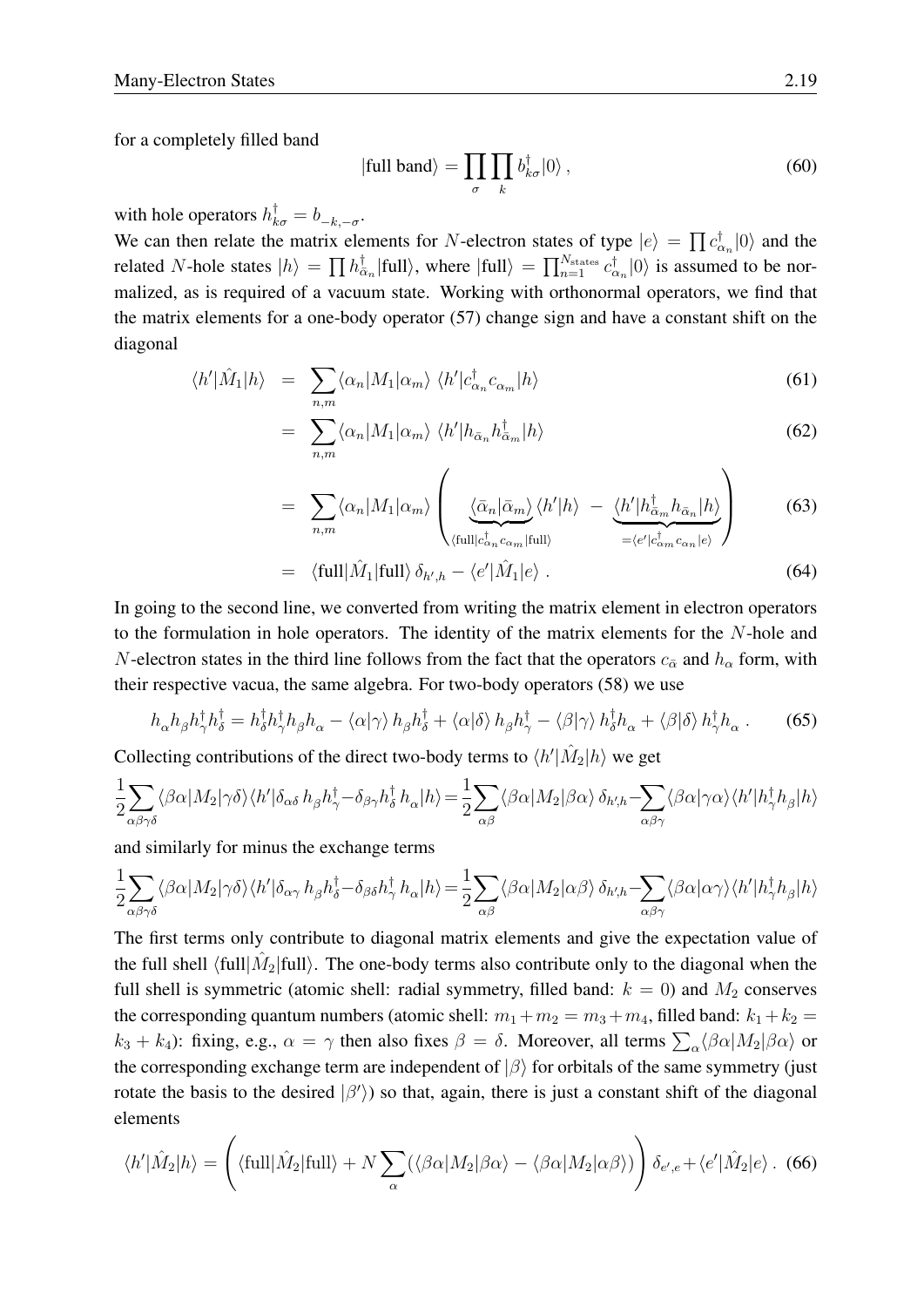for a completely filled band

$$|\text{full band}\rangle = \prod_\sigma \prod_k b^\dagger_{k\sigma}|0\rangle\,, \tag{60}$$

with hole operators $h^\dagger_{k\sigma} = b_{-k,-\sigma}$.

We can then relate the matrix elements for $N$-electron states of type $|e\rangle = \prod c^\dagger_{\alpha_n}|0\rangle$ and the related $N$-hole states $|h\rangle = \prod h^\dagger_{\bar{\alpha}_n}|\text{full}\rangle$, where $|\text{full}\rangle = \prod_{n=1}^{N_\text{states}} c^\dagger_{\alpha_n}|0\rangle$ is assumed to be normalized, as is required of a vacuum state. Working with orthonormal operators, we find that the matrix elements for a one-body operator (57) change sign and have a constant shift on the diagonal

$$\begin{aligned}
\langle h'|\hat{M}_1|h\rangle &= \sum_{n,m}\langle\alpha_n|M_1|\alpha_m\rangle\;\langle h'|c^\dagger_{\alpha_n}c_{\alpha_m}|h\rangle && (61)\\
&= \sum_{n,m}\langle\alpha_n|M_1|\alpha_m\rangle\;\langle h'|h_{\bar{\alpha}_n}h^\dagger_{\bar{\alpha}_m}|h\rangle && (62)\\
&= \sum_{n,m}\langle\alpha_n|M_1|\alpha_m\rangle\left(\underbrace{\langle\bar{\alpha}_n|\bar{\alpha}_m\rangle}_{\langle\text{full}|c^\dagger_{\alpha_n}c_{\alpha_m}|\text{full}\rangle}\langle h'|h\rangle\;-\;\underbrace{\langle h'|h^\dagger_{\bar{\alpha}_m}h_{\bar{\alpha}_n}|h\rangle}_{=\langle e'|c^\dagger_{\alpha_m}c_{\alpha_n}|e\rangle}\right) && (63)\\
&= \langle\text{full}|\hat{M}_1|\text{full}\rangle\;\delta_{h',h} - \langle e'|\hat{M}_1|e\rangle\,. && (64)
\end{aligned}$$

In going to the second line, we converted from writing the matrix element in electron operators to the formulation in hole operators. The identity of the matrix elements for the $N$-hole and $N$-electron states in the third line follows from the fact that the operators $c_{\bar{\alpha}}$ and $h_\alpha$ form, with their respective vacua, the same algebra. For two-body operators (58) we use

$$h_\alpha h_\beta h^\dagger_\gamma h^\dagger_\delta = h^\dagger_\delta h^\dagger_\gamma h_\beta h_\alpha - \langle\alpha|\gamma\rangle\,h_\beta h^\dagger_\delta + \langle\alpha|\delta\rangle\,h_\beta h^\dagger_\gamma - \langle\beta|\gamma\rangle\,h^\dagger_\delta h_\alpha + \langle\beta|\delta\rangle\,h^\dagger_\gamma h_\alpha\,. \tag{65}$$

Collecting contributions of the direct two-body terms to $\langle h'|\hat{M}_2|h\rangle$ we get

$$\frac{1}{2}\sum_{\alpha\beta\gamma\delta}\langle\beta\alpha|M_2|\gamma\delta\rangle\langle h'|\delta_{\alpha\delta}\,h_\beta h^\dagger_\gamma - \delta_{\beta\gamma}h^\dagger_\delta\,h_\alpha|h\rangle = \frac{1}{2}\sum_{\alpha\beta}\langle\beta\alpha|M_2|\beta\alpha\rangle\;\delta_{h',h} - \sum_{\alpha\beta\gamma}\langle\beta\alpha|M_2|\gamma\alpha\rangle\langle h'|h^\dagger_\gamma h_\beta|h\rangle$$

and similarly for minus the exchange terms

$$\frac{1}{2}\sum_{\alpha\beta\gamma\delta}\langle\beta\alpha|M_2|\gamma\delta\rangle\langle h'|\delta_{\alpha\gamma}\,h_\beta h^\dagger_\delta - \delta_{\beta\delta}h^\dagger_\gamma\,h_\alpha|h\rangle = \frac{1}{2}\sum_{\alpha\beta}\langle\beta\alpha|M_2|\alpha\beta\rangle\;\delta_{h',h} - \sum_{\alpha\beta\gamma}\langle\beta\alpha|M_2|\alpha\gamma\rangle\langle h'|h^\dagger_\gamma h_\beta|h\rangle$$

The first terms only contribute to diagonal matrix elements and give the expectation value of the full shell $\langle\text{full}|\hat{M}_2|\text{full}\rangle$. The one-body terms also contribute only to the diagonal when the full shell is symmetric (atomic shell: radial symmetry, filled band: $k = 0$) and $M_2$ conserves the corresponding quantum numbers (atomic shell: $m_1+m_2 = m_3+m_4$, filled band: $k_1+k_2 = k_3+k_4$): fixing, e.g., $\alpha = \gamma$ then also fixes $\beta = \delta$. Moreover, all terms $\sum_\alpha\langle\beta\alpha|M_2|\beta\alpha\rangle$ or the corresponding exchange term are independent of $|\beta\rangle$ for orbitals of the same symmetry (just rotate the basis to the desired $|\beta'\rangle$) so that, again, there is just a constant shift of the diagonal elements

$$\langle h'|\hat{M}_2|h\rangle = \left(\langle\text{full}|\hat{M}_2|\text{full}\rangle + N\sum_\alpha\big(\langle\beta\alpha|M_2|\beta\alpha\rangle - \langle\beta\alpha|M_2|\alpha\beta\rangle\big)\right)\delta_{e',e} + \langle e'|\hat{M}_2|e\rangle\,. \tag{66}$$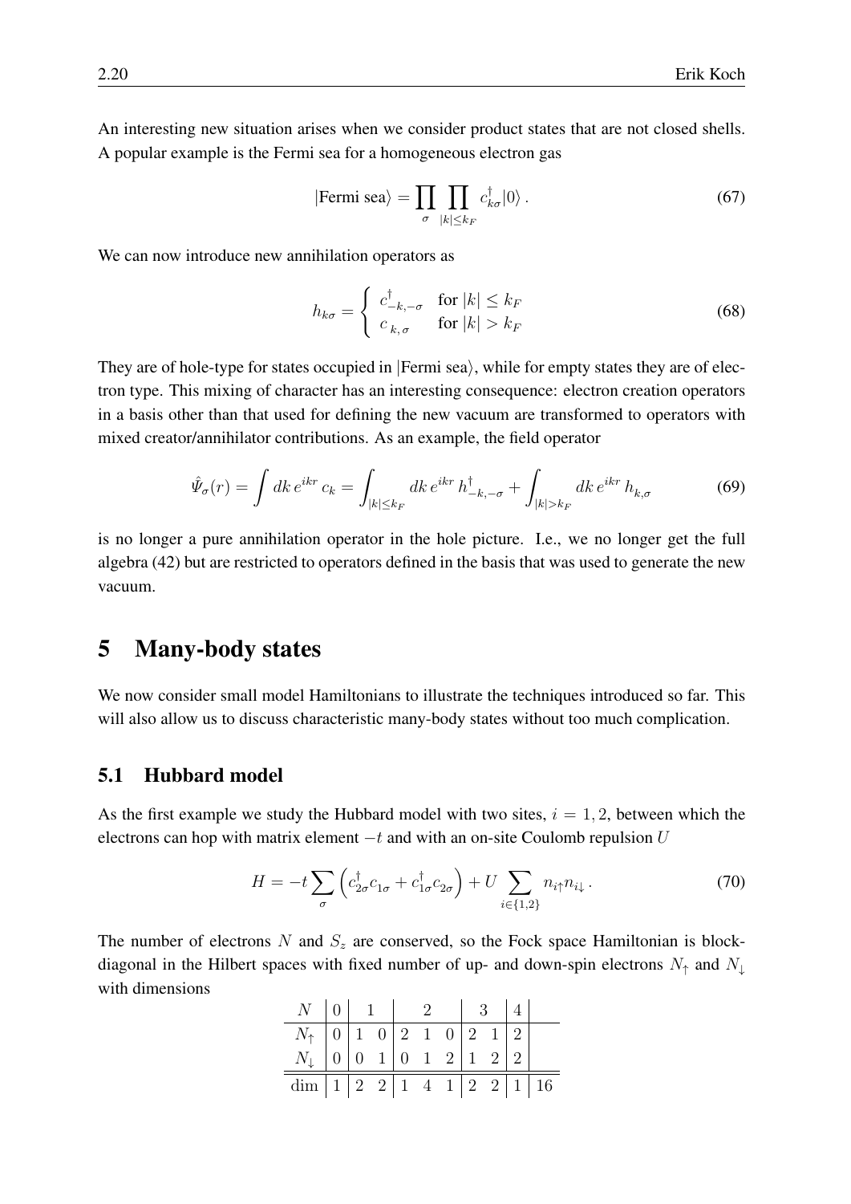An interesting new situation arises when we consider product states that are not closed shells. A popular example is the Fermi sea for a homogeneous electron gas

$$|\text{Fermi sea}\rangle = \prod_\sigma \prod_{|k|\le k_F} c^\dagger_{k\sigma}|0\rangle\,. \tag{67}$$

We can now introduce new annihilation operators as

$$h_{k\sigma} = \begin{cases} c^\dagger_{-k,-\sigma} & \text{for } |k|\le k_F \\ c_{k,\sigma} & \text{for } |k|> k_F \end{cases} \tag{68}$$

They are of hole-type for states occupied in $|\text{Fermi sea}\rangle$, while for empty states they are of electron type. This mixing of character has an interesting consequence: electron creation operators in a basis other than that used for defining the new vacuum are transformed to operators with mixed creator/annihilator contributions. As an example, the field operator

$$\hat{\Psi}_\sigma(r) = \int dk\, e^{ikr}\, c_k = \int_{|k|\le k_F} dk\, e^{ikr}\, h^\dagger_{-k,-\sigma} + \int_{|k|>k_F} dk\, e^{ikr}\, h_{k,\sigma} \tag{69}$$

is no longer a pure annihilation operator in the hole picture. I.e., we no longer get the full algebra (42) but are restricted to operators defined in the basis that was used to generate the new vacuum.

# 5 Many-body states

We now consider small model Hamiltonians to illustrate the techniques introduced so far. This will also allow us to discuss characteristic many-body states without too much complication.

## 5.1 Hubbard model

As the first example we study the Hubbard model with two sites, $i = 1, 2$, between which the electrons can hop with matrix element $-t$ and with an on-site Coulomb repulsion $U$

$$H = -t\sum_\sigma \left(c^\dagger_{2\sigma}c_{1\sigma} + c^\dagger_{1\sigma}c_{2\sigma}\right) + U\sum_{i\in\{1,2\}} n_{i\uparrow}n_{i\downarrow}\,. \tag{70}$$

The number of electrons $N$ and $S_z$ are conserved, so the Fock space Hamiltonian is block-diagonal in the Hilbert spaces with fixed number of up- and down-spin electrons $N_\uparrow$ and $N_\downarrow$ with dimensions

| $N$ | 0 | 1 | | 2 | | | 3 | | 4 | |
|---|---|---|---|---|---|---|---|---|---|---|
| $N_\uparrow$ | 0 | 1 | 0 | 2 | 1 | 0 | 2 | 1 | 2 | |
| $N_\downarrow$ | 0 | 0 | 1 | 0 | 1 | 2 | 1 | 2 | 2 | |
| dim | 1 | 2 | 2 | 1 | 4 | 1 | 2 | 2 | 1 | 16 |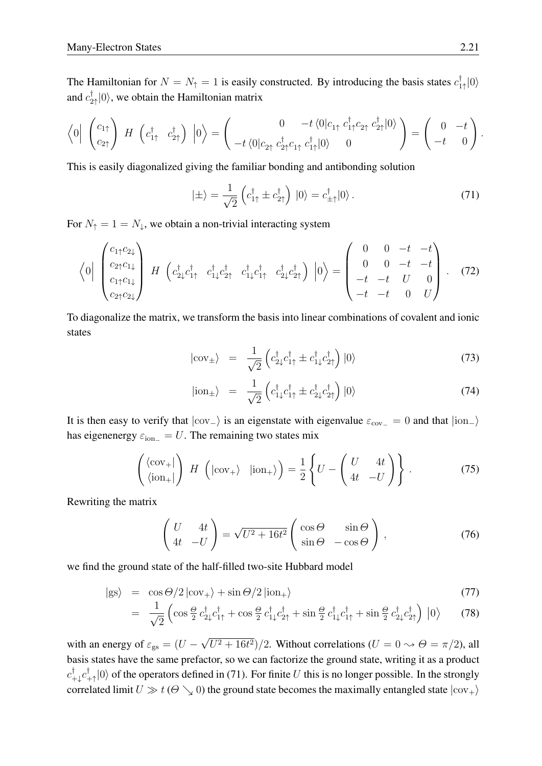The Hamiltonian for $N = N_\uparrow = 1$ is easily constructed. By introducing the basis states $c^\dagger_{1\uparrow}|0\rangle$ and $c^\dagger_{2\uparrow}|0\rangle$, we obtain the Hamiltonian matrix

$$\Big\langle 0\Big| \begin{pmatrix} c_{1\uparrow} \\ c_{2\uparrow} \end{pmatrix} H \begin{pmatrix} c^\dagger_{1\uparrow} & c^\dagger_{2\uparrow} \end{pmatrix} \Big|0\Big\rangle = \begin{pmatrix} 0 & -t\,\langle 0|c_{1\uparrow}\, c^\dagger_{1\uparrow} c_{2\uparrow}\, c^\dagger_{2\uparrow}|0\rangle \\ -t\,\langle 0|c_{2\uparrow}\, c^\dagger_{2\uparrow} c_{1\uparrow}\, c^\dagger_{1\uparrow}|0\rangle & 0 \end{pmatrix} = \begin{pmatrix} 0 & -t \\ -t & 0 \end{pmatrix}.$$

This is easily diagonalized giving the familiar bonding and antibonding solution

$$|\pm\rangle = \frac{1}{\sqrt{2}}\left(c^\dagger_{1\uparrow} \pm c^\dagger_{2\uparrow}\right)|0\rangle = c^\dagger_{\pm\uparrow}|0\rangle\,. \tag{71}$$

For $N_\uparrow = 1 = N_\downarrow$, we obtain a non-trivial interacting system

$$\Big\langle 0\Big| \begin{pmatrix} c_{1\uparrow}c_{2\downarrow} \\ c_{2\uparrow}c_{1\downarrow} \\ c_{1\uparrow}c_{1\downarrow} \\ c_{2\uparrow}c_{2\downarrow} \end{pmatrix} H \begin{pmatrix} c^\dagger_{2\downarrow}c^\dagger_{1\uparrow} & c^\dagger_{1\downarrow}c^\dagger_{2\uparrow} & c^\dagger_{1\downarrow}c^\dagger_{1\uparrow} & c^\dagger_{2\downarrow}c^\dagger_{2\uparrow} \end{pmatrix} \Big|0\Big\rangle = \begin{pmatrix} 0 & 0 & -t & -t \\ 0 & 0 & -t & -t \\ -t & -t & U & 0 \\ -t & -t & 0 & U \end{pmatrix}. \tag{72}$$

To diagonalize the matrix, we transform the basis into linear combinations of covalent and ionic states

$$|\text{cov}_\pm\rangle = \frac{1}{\sqrt{2}}\left(c^\dagger_{2\downarrow}c^\dagger_{1\uparrow} \pm c^\dagger_{1\downarrow}c^\dagger_{2\uparrow}\right)|0\rangle \tag{73}$$

$$|\text{ion}_\pm\rangle = \frac{1}{\sqrt{2}}\left(c^\dagger_{1\downarrow}c^\dagger_{1\uparrow} \pm c^\dagger_{2\downarrow}c^\dagger_{2\uparrow}\right)|0\rangle \tag{74}$$

It is then easy to verify that $|\text{cov}_-\rangle$ is an eigenstate with eigenvalue $\varepsilon_{\text{cov}_-} = 0$ and that $|\text{ion}_-\rangle$ has eigenenergy $\varepsilon_{\text{ion}_-} = U$. The remaining two states mix

$$\begin{pmatrix} \langle\text{cov}_+| \\ \langle\text{ion}_+| \end{pmatrix} H \begin{pmatrix} |\text{cov}_+\rangle & |\text{ion}_+\rangle \end{pmatrix} = \frac{1}{2}\left\{U - \begin{pmatrix} U & 4t \\ 4t & -U \end{pmatrix}\right\}. \tag{75}$$

Rewriting the matrix

$$\begin{pmatrix} U & 4t \\ 4t & -U \end{pmatrix} = \sqrt{U^2+16t^2}\begin{pmatrix} \cos\Theta & \sin\Theta \\ \sin\Theta & -\cos\Theta \end{pmatrix}, \tag{76}$$

we find the ground state of the half-filled two-site Hubbard model

$$|\text{gs}\rangle = \cos\Theta/2\,|\text{cov}_+\rangle + \sin\Theta/2\,|\text{ion}_+\rangle \tag{77}$$

$$= \frac{1}{\sqrt{2}}\left(\cos\tfrac{\Theta}{2}\,c^\dagger_{2\downarrow}c^\dagger_{1\uparrow} + \cos\tfrac{\Theta}{2}\,c^\dagger_{1\downarrow}c^\dagger_{2\uparrow} + \sin\tfrac{\Theta}{2}\,c^\dagger_{1\downarrow}c^\dagger_{1\uparrow} + \sin\tfrac{\Theta}{2}\,c^\dagger_{2\downarrow}c^\dagger_{2\uparrow}\right)\Big|0\Big\rangle \tag{78}$$

with an energy of $\varepsilon_{\text{gs}} = (U - \sqrt{U^2+16t^2})/2$. Without correlations ($U = 0 \rightsquigarrow \Theta = \pi/2$), all basis states have the same prefactor, so we can factorize the ground state, writing it as a product $c^\dagger_{+\downarrow}c^\dagger_{+\uparrow}|0\rangle$ of the operators defined in (71). For finite $U$ this is no longer possible. In the strongly correlated limit $U \gg t$ ($\Theta \searrow 0$) the ground state becomes the maximally entangled state $|\text{cov}_+\rangle$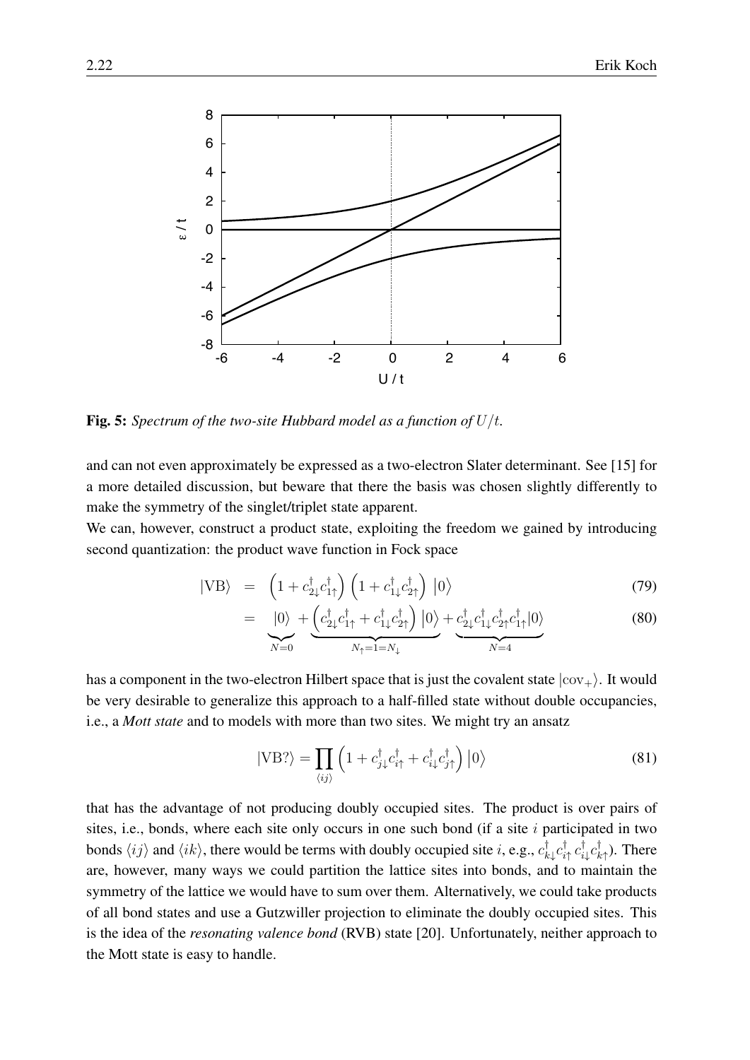8
6
4
2
0
-2
-4
-6
-8

ε / t

-6 -4 -2 0 2 4 6

U / t

**Fig. 5:** *Spectrum of the two-site Hubbard model as a function of $U/t$.*

and can not even approximately be expressed as a two-electron Slater determinant. See [15] for a more detailed discussion, but beware that there the basis was chosen slightly differently to make the symmetry of the singlet/triplet state apparent.

We can, however, construct a product state, exploiting the freedom we gained by introducing second quantization: the product wave function in Fock space

$$|\mathrm{VB}\rangle = \left(1 + c^\dagger_{2\downarrow}c^\dagger_{1\uparrow}\right)\left(1 + c^\dagger_{1\downarrow}c^\dagger_{2\uparrow}\right)|0\rangle \tag{79}$$

$$= \underbrace{|0\rangle}_{N=0} + \underbrace{\left(c^\dagger_{2\downarrow}c^\dagger_{1\uparrow} + c^\dagger_{1\downarrow}c^\dagger_{2\uparrow}\right)|0\rangle}_{N_\uparrow=1=N_\downarrow} + \underbrace{c^\dagger_{2\downarrow}c^\dagger_{1\downarrow}c^\dagger_{2\uparrow}c^\dagger_{1\uparrow}|0\rangle}_{N=4} \tag{80}$$

has a component in the two-electron Hilbert space that is just the covalent state $|\mathrm{cov}_+\rangle$. It would be very desirable to generalize this approach to a half-filled state without double occupancies, i.e., a *Mott state* and to models with more than two sites. We might try an ansatz

$$|\mathrm{VB?}\rangle = \prod_{\langle ij\rangle}\left(1 + c^\dagger_{j\downarrow}c^\dagger_{i\uparrow} + c^\dagger_{i\downarrow}c^\dagger_{j\uparrow}\right)|0\rangle \tag{81}$$

that has the advantage of not producing doubly occupied sites. The product is over pairs of sites, i.e., bonds, where each site only occurs in one such bond (if a site $i$ participated in two bonds $\langle ij\rangle$ and $\langle ik\rangle$, there would be terms with doubly occupied site $i$, e.g., $c^\dagger_{k\downarrow}c^\dagger_{i\uparrow}c^\dagger_{i\downarrow}c^\dagger_{k\uparrow}$). There are, however, many ways we could partition the lattice sites into bonds, and to maintain the symmetry of the lattice we would have to sum over them. Alternatively, we could take products of all bond states and use a Gutzwiller projection to eliminate the doubly occupied sites. This is the idea of the *resonating valence bond* (RVB) state [20]. Unfortunately, neither approach to the Mott state is easy to handle.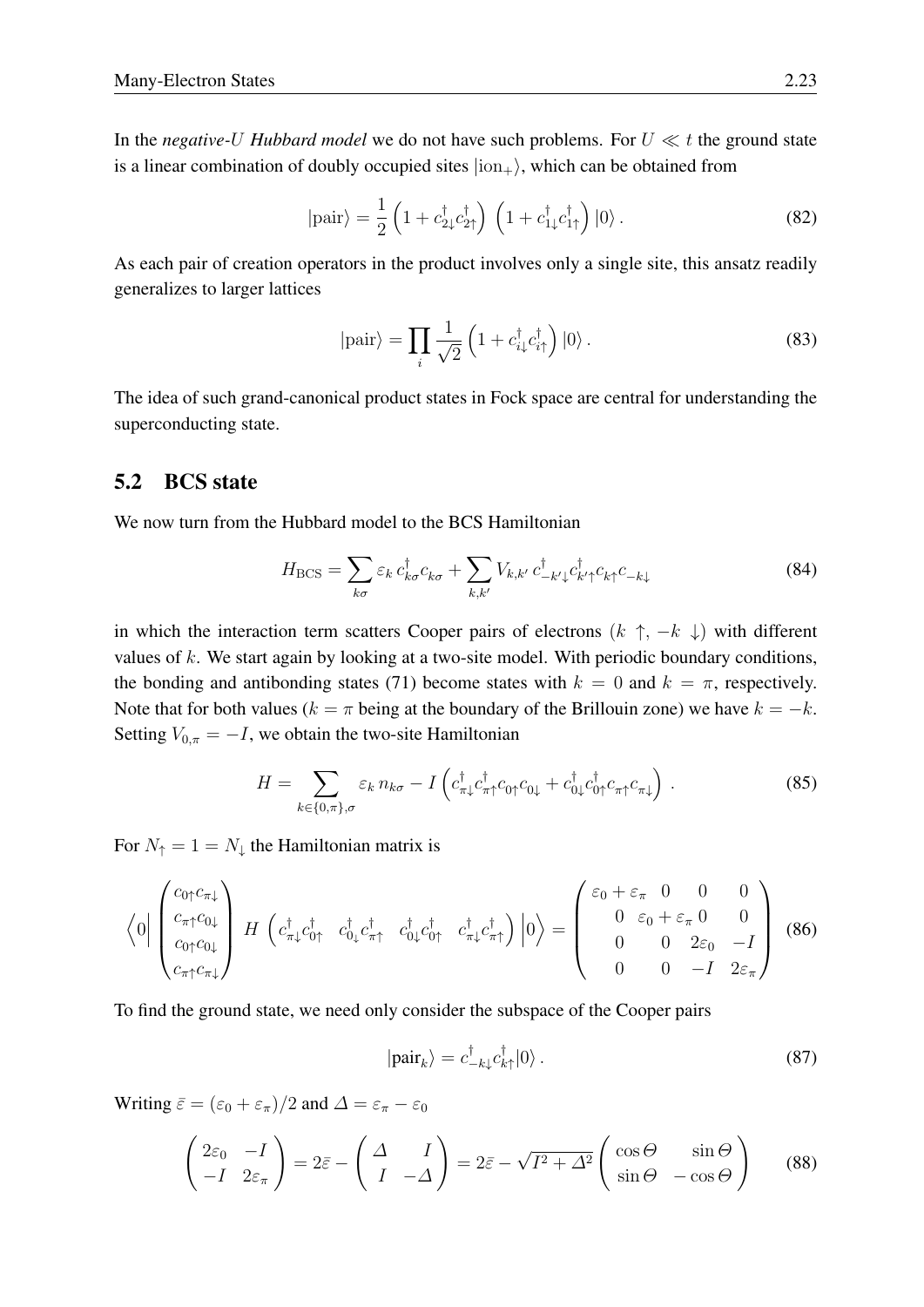In the *negative-$U$ Hubbard model* we do not have such problems. For $U \ll t$ the ground state is a linear combination of doubly occupied sites $|\text{ion}_+\rangle$, which can be obtained from

$$|\text{pair}\rangle = \frac{1}{2}\left(1 + c^\dagger_{2\downarrow}c^\dagger_{2\uparrow}\right)\,\left(1 + c^\dagger_{1\downarrow}c^\dagger_{1\uparrow}\right)|0\rangle\,. \tag{82}$$

As each pair of creation operators in the product involves only a single site, this ansatz readily generalizes to larger lattices

$$|\text{pair}\rangle = \prod_i \frac{1}{\sqrt{2}}\left(1 + c^\dagger_{i\downarrow}c^\dagger_{i\uparrow}\right)|0\rangle\,. \tag{83}$$

The idea of such grand-canonical product states in Fock space are central for understanding the superconducting state.

## 5.2 BCS state

We now turn from the Hubbard model to the BCS Hamiltonian

$$H_{\text{BCS}} = \sum_{k\sigma} \varepsilon_k\, c^\dagger_{k\sigma}c_{k\sigma} + \sum_{k,k'} V_{k,k'}\, c^\dagger_{-k'\downarrow}c^\dagger_{k'\uparrow}c_{k\uparrow}c_{-k\downarrow} \tag{84}$$

in which the interaction term scatters Cooper pairs of electrons ($k\uparrow$, $-k\downarrow$) with different values of $k$. We start again by looking at a two-site model. With periodic boundary conditions, the bonding and antibonding states (71) become states with $k=0$ and $k=\pi$, respectively. Note that for both values ($k=\pi$ being at the boundary of the Brillouin zone) we have $k=-k$. Setting $V_{0,\pi} = -I$, we obtain the two-site Hamiltonian

$$H = \sum_{k\in\{0,\pi\},\sigma} \varepsilon_k\, n_{k\sigma} - I\left(c^\dagger_{\pi\downarrow}c^\dagger_{\pi\uparrow}c_{0\uparrow}c_{0\downarrow} + c^\dagger_{0\downarrow}c^\dagger_{0\uparrow}c_{\pi\uparrow}c_{\pi\downarrow}\right)\,. \tag{85}$$

For $N_\uparrow = 1 = N_\downarrow$ the Hamiltonian matrix is

$$\Big\langle 0\Big| \begin{pmatrix} c_{0\uparrow}c_{\pi\downarrow} \\ c_{\pi\uparrow}c_{0\downarrow} \\ c_{0\uparrow}c_{0\downarrow} \\ c_{\pi\uparrow}c_{\pi\downarrow} \end{pmatrix} H \begin{pmatrix} c^\dagger_{\pi\downarrow}c^\dagger_{0\uparrow} & c^\dagger_{0\downarrow}c^\dagger_{\pi\uparrow} & c^\dagger_{0\downarrow}c^\dagger_{0\uparrow} & c^\dagger_{\pi\downarrow}c^\dagger_{\pi\uparrow} \end{pmatrix} \Big|0\Big\rangle = \begin{pmatrix} \varepsilon_0+\varepsilon_\pi & 0 & 0 & 0 \\ 0 & \varepsilon_0+\varepsilon_\pi & 0 & 0 \\ 0 & 0 & 2\varepsilon_0 & -I \\ 0 & 0 & -I & 2\varepsilon_\pi \end{pmatrix} \tag{86}$$

To find the ground state, we need only consider the subspace of the Cooper pairs

$$|\text{pair}_k\rangle = c^\dagger_{-k\downarrow}c^\dagger_{k\uparrow}|0\rangle\,. \tag{87}$$

Writing $\bar\varepsilon = (\varepsilon_0+\varepsilon_\pi)/2$ and $\Delta = \varepsilon_\pi - \varepsilon_0$

$$\begin{pmatrix} 2\varepsilon_0 & -I \\ -I & 2\varepsilon_\pi \end{pmatrix} = 2\bar\varepsilon - \begin{pmatrix} \Delta & I \\ I & -\Delta \end{pmatrix} = 2\bar\varepsilon - \sqrt{I^2+\Delta^2}\begin{pmatrix} \cos\Theta & \sin\Theta \\ \sin\Theta & -\cos\Theta \end{pmatrix} \tag{88}$$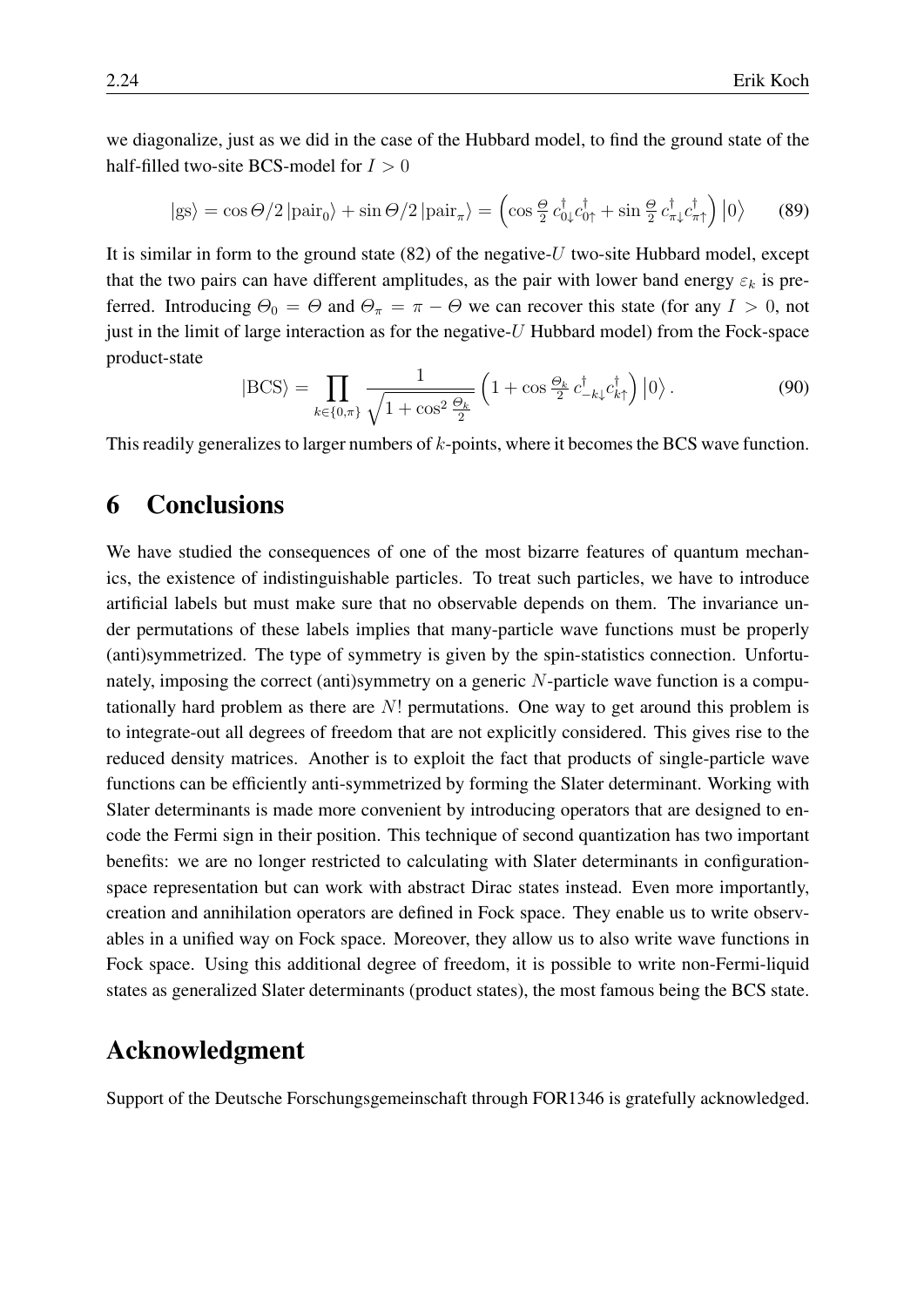we diagonalize, just as we did in the case of the Hubbard model, to find the ground state of the half-filled two-site BCS-model for $I > 0$

$$|\text{gs}\rangle = \cos\Theta/2\,|\text{pair}_0\rangle + \sin\Theta/2\,|\text{pair}_\pi\rangle = \left(\cos\tfrac{\Theta}{2}\,c^\dagger_{0\downarrow}c^\dagger_{0\uparrow} + \sin\tfrac{\Theta}{2}\,c^\dagger_{\pi\downarrow}c^\dagger_{\pi\uparrow}\right)|0\rangle \tag{89}$$

It is similar in form to the ground state (82) of the negative-$U$ two-site Hubbard model, except that the two pairs can have different amplitudes, as the pair with lower band energy $\varepsilon_k$ is preferred. Introducing $\Theta_0 = \Theta$ and $\Theta_\pi = \pi - \Theta$ we can recover this state (for any $I > 0$, not just in the limit of large interaction as for the negative-$U$ Hubbard model) from the Fock-space product-state

$$|\text{BCS}\rangle = \prod_{k\in\{0,\pi\}} \frac{1}{\sqrt{1+\cos^2\frac{\Theta_k}{2}}}\left(1 + \cos\tfrac{\Theta_k}{2}\,c^\dagger_{-k\downarrow}c^\dagger_{k\uparrow}\right)|0\rangle\,. \tag{90}$$

This readily generalizes to larger numbers of $k$-points, where it becomes the BCS wave function.

# 6 Conclusions

We have studied the consequences of one of the most bizarre features of quantum mechanics, the existence of indistinguishable particles. To treat such particles, we have to introduce artificial labels but must make sure that no observable depends on them. The invariance under permutations of these labels implies that many-particle wave functions must be properly (anti)symmetrized. The type of symmetry is given by the spin-statistics connection. Unfortunately, imposing the correct (anti)symmetry on a generic $N$-particle wave function is a computationally hard problem as there are $N!$ permutations. One way to get around this problem is to integrate-out all degrees of freedom that are not explicitly considered. This gives rise to the reduced density matrices. Another is to exploit the fact that products of single-particle wave functions can be efficiently anti-symmetrized by forming the Slater determinant. Working with Slater determinants is made more convenient by introducing operators that are designed to encode the Fermi sign in their position. This technique of second quantization has two important benefits: we are no longer restricted to calculating with Slater determinants in configuration-space representation but can work with abstract Dirac states instead. Even more importantly, creation and annihilation operators are defined in Fock space. They enable us to write observables in a unified way on Fock space. Moreover, they allow us to also write wave functions in Fock space. Using this additional degree of freedom, it is possible to write non-Fermi-liquid states as generalized Slater determinants (product states), the most famous being the BCS state.

# Acknowledgment

Support of the Deutsche Forschungsgemeinschaft through FOR1346 is gratefully acknowledged.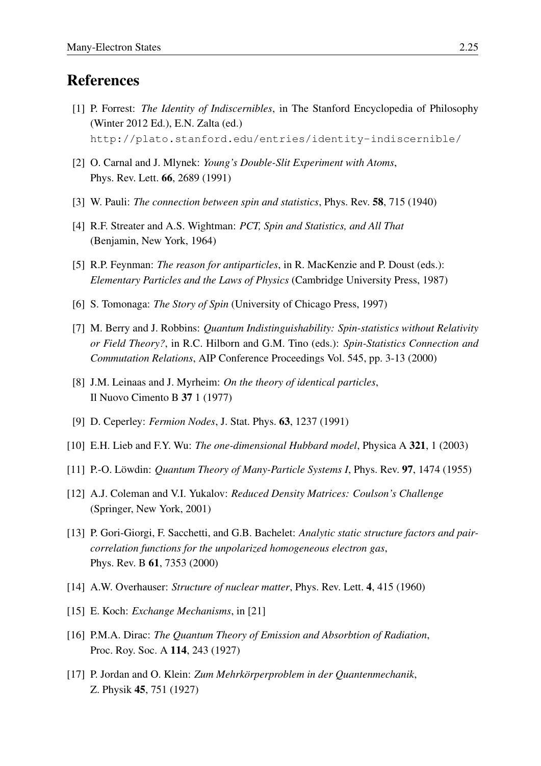## References

[1] P. Forrest: *The Identity of Indiscernibles*, in The Stanford Encyclopedia of Philosophy (Winter 2012 Ed.), E.N. Zalta (ed.)
`http://plato.stanford.edu/entries/identity-indiscernible/`

[2] O. Carnal and J. Mlynek: *Young's Double-Slit Experiment with Atoms*, Phys. Rev. Lett. **66**, 2689 (1991)

[3] W. Pauli: *The connection between spin and statistics*, Phys. Rev. **58**, 715 (1940)

[4] R.F. Streater and A.S. Wightman: *PCT, Spin and Statistics, and All That* (Benjamin, New York, 1964)

[5] R.P. Feynman: *The reason for antiparticles*, in R. MacKenzie and P. Doust (eds.): *Elementary Particles and the Laws of Physics* (Cambridge University Press, 1987)

[6] S. Tomonaga: *The Story of Spin* (University of Chicago Press, 1997)

[7] M. Berry and J. Robbins: *Quantum Indistinguishability: Spin-statistics without Relativity or Field Theory?*, in R.C. Hilborn and G.M. Tino (eds.): *Spin-Statistics Connection and Commutation Relations*, AIP Conference Proceedings Vol. 545, pp. 3-13 (2000)

[8] J.M. Leinaas and J. Myrheim: *On the theory of identical particles*, Il Nuovo Cimento B **37** 1 (1977)

[9] D. Ceperley: *Fermion Nodes*, J. Stat. Phys. **63**, 1237 (1991)

[10] E.H. Lieb and F.Y. Wu: *The one-dimensional Hubbard model*, Physica A **321**, 1 (2003)

[11] P.-O. Löwdin: *Quantum Theory of Many-Particle Systems I*, Phys. Rev. **97**, 1474 (1955)

[12] A.J. Coleman and V.I. Yukalov: *Reduced Density Matrices: Coulson's Challenge* (Springer, New York, 2001)

[13] P. Gori-Giorgi, F. Sacchetti, and G.B. Bachelet: *Analytic static structure factors and pair-correlation functions for the unpolarized homogeneous electron gas*, Phys. Rev. B **61**, 7353 (2000)

[14] A.W. Overhauser: *Structure of nuclear matter*, Phys. Rev. Lett. **4**, 415 (1960)

[15] E. Koch: *Exchange Mechanisms*, in [21]

[16] P.M.A. Dirac: *The Quantum Theory of Emission and Absorbtion of Radiation*, Proc. Roy. Soc. A **114**, 243 (1927)

[17] P. Jordan and O. Klein: *Zum Mehrkörperproblem in der Quantenmechanik*, Z. Physik **45**, 751 (1927)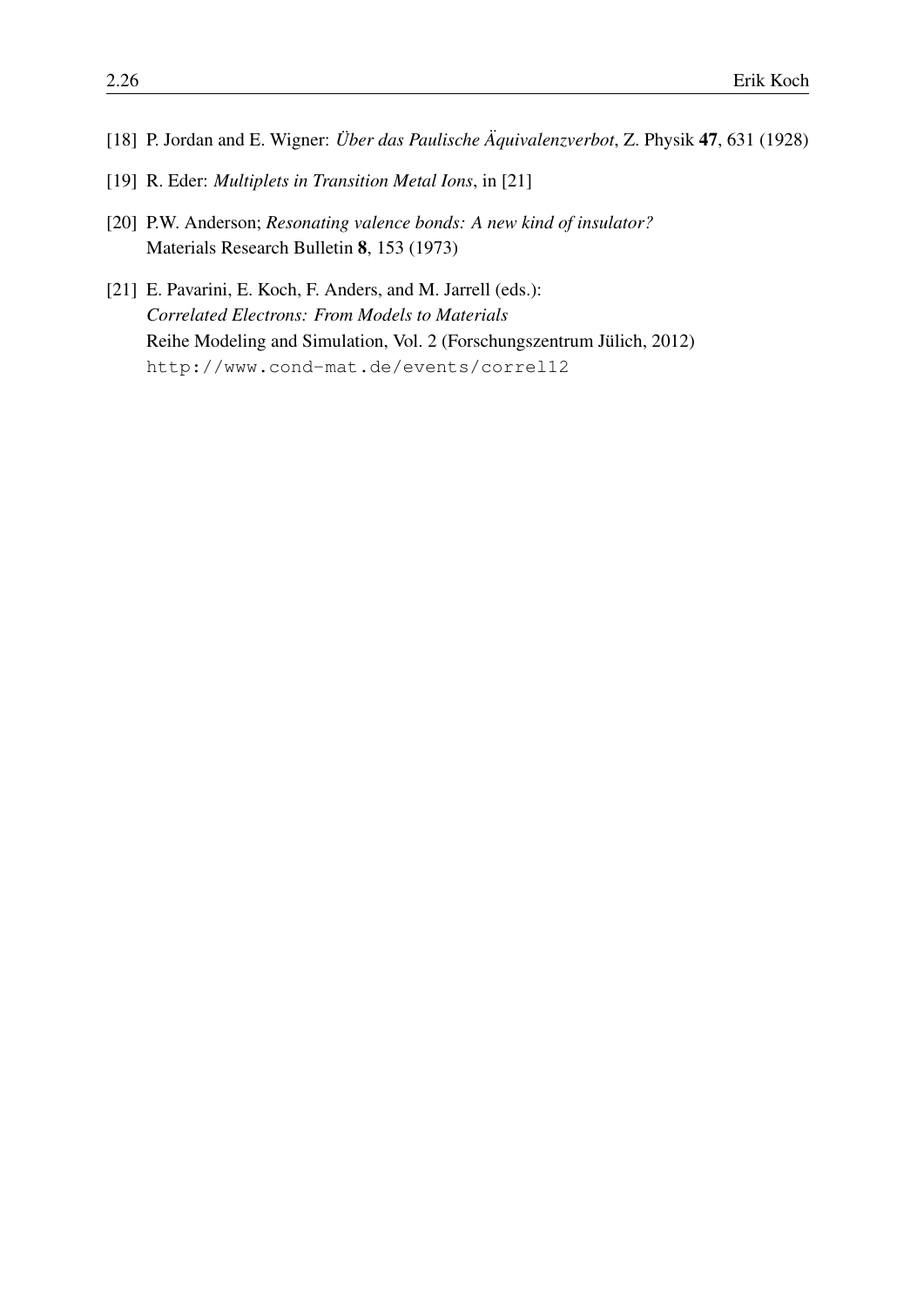[18] P. Jordan and E. Wigner: *Über das Paulische Äquivalenzverbot*, Z. Physik **47**, 631 (1928)

[19] R. Eder: *Multiplets in Transition Metal Ions*, in [21]

[20] P.W. Anderson; *Resonating valence bonds: A new kind of insulator?*
Materials Research Bulletin **8**, 153 (1973)

[21] E. Pavarini, E. Koch, F. Anders, and M. Jarrell (eds.):
*Correlated Electrons: From Models to Materials*
Reihe Modeling and Simulation, Vol. 2 (Forschungszentrum Jülich, 2012)
http://www.cond-mat.de/events/correl12